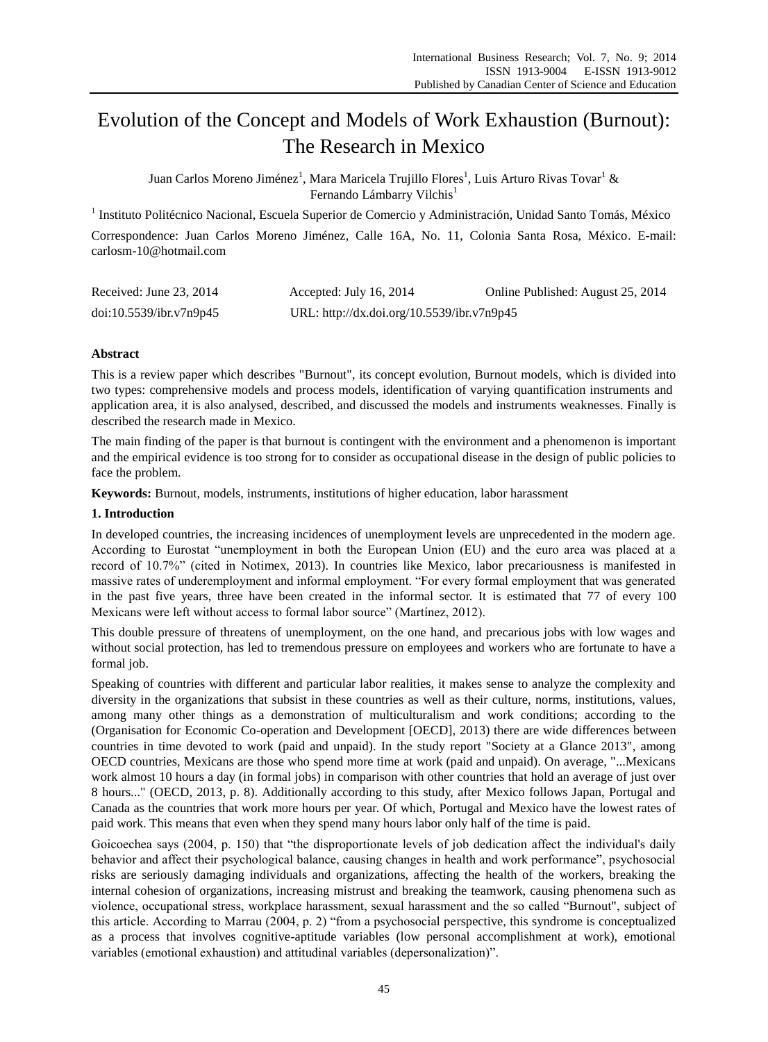# Evolution of the Concept and Models of Work Exhaustion (Burnout): The Research in Mexico

Juan Carlos Moreno Jiménez[1], Mara Maricela Trujillo Flores[1], Luis Arturo Rivas Tovar[1] & Fernando Lámbarry Vilchis[1]

[1] Instituto Politécnico Nacional, Escuela Superior de Comercio y Administración, Unidad Santo Tomás, México

Correspondence: Juan Carlos Moreno Jiménez, Calle 16A, No. 11, Colonia Santa Rosa, México. E-mail: carlosm-10@hotmail.com

| Received: June 23, 2014 | Accepted: July 16, 2014 | Online Published: August 25, 2014 |
|---|---|---|
| doi:10.5539/ibr.v7n9p45 | URL: http://dx.doi.org/10.5539/ibr.v7n9p45 | |

## Abstract

This is a review paper which describes "Burnout", its concept evolution, Burnout models, which is divided into two types: comprehensive models and process models, identification of varying quantification instruments and application area, it is also analysed, described, and discussed the models and instruments weaknesses. Finally is described the research made in Mexico.

The main finding of the paper is that burnout is contingent with the environment and a phenomenon is important and the empirical evidence is too strong for to consider as occupational disease in the design of public policies to face the problem.

**Keywords:** Burnout, models, instruments, institutions of higher education, labor harassment

## 1. Introduction

In developed countries, the increasing incidences of unemployment levels are unprecedented in the modern age. According to Eurostat "unemployment in both the European Union (EU) and the euro area was placed at a record of 10.7%" (cited in Notimex, 2013). In countries like Mexico, labor precariousness is manifested in massive rates of underemployment and informal employment. "For every formal employment that was generated in the past five years, three have been created in the informal sector. It is estimated that 77 of every 100 Mexicans were left without access to formal labor source" (Martínez, 2012).

This double pressure of threatens of unemployment, on the one hand, and precarious jobs with low wages and without social protection, has led to tremendous pressure on employees and workers who are fortunate to have a formal job.

Speaking of countries with different and particular labor realities, it makes sense to analyze the complexity and diversity in the organizations that subsist in these countries as well as their culture, norms, institutions, values, among many other things as a demonstration of multiculturalism and work conditions; according to the (Organisation for Economic Co-operation and Development [OECD], 2013) there are wide differences between countries in time devoted to work (paid and unpaid). In the study report "Society at a Glance 2013", among OECD countries, Mexicans are those who spend more time at work (paid and unpaid). On average, "...Mexicans work almost 10 hours a day (in formal jobs) in comparison with other countries that hold an average of just over 8 hours..." (OECD, 2013, p. 8). Additionally according to this study, after Mexico follows Japan, Portugal and Canada as the countries that work more hours per year. Of which, Portugal and Mexico have the lowest rates of paid work. This means that even when they spend many hours labor only half of the time is paid.

Goicoechea says (2004, p. 150) that "the disproportionate levels of job dedication affect the individual's daily behavior and affect their psychological balance, causing changes in health and work performance", psychosocial risks are seriously damaging individuals and organizations, affecting the health of the workers, breaking the internal cohesion of organizations, increasing mistrust and breaking the teamwork, causing phenomena such as violence, occupational stress, workplace harassment, sexual harassment and the so called "Burnout", subject of this article. According to Marrau (2004, p. 2) "from a psychosocial perspective, this syndrome is conceptualized as a process that involves cognitive-aptitude variables (low personal accomplishment at work), emotional variables (emotional exhaustion) and attitudinal variables (depersonalization)".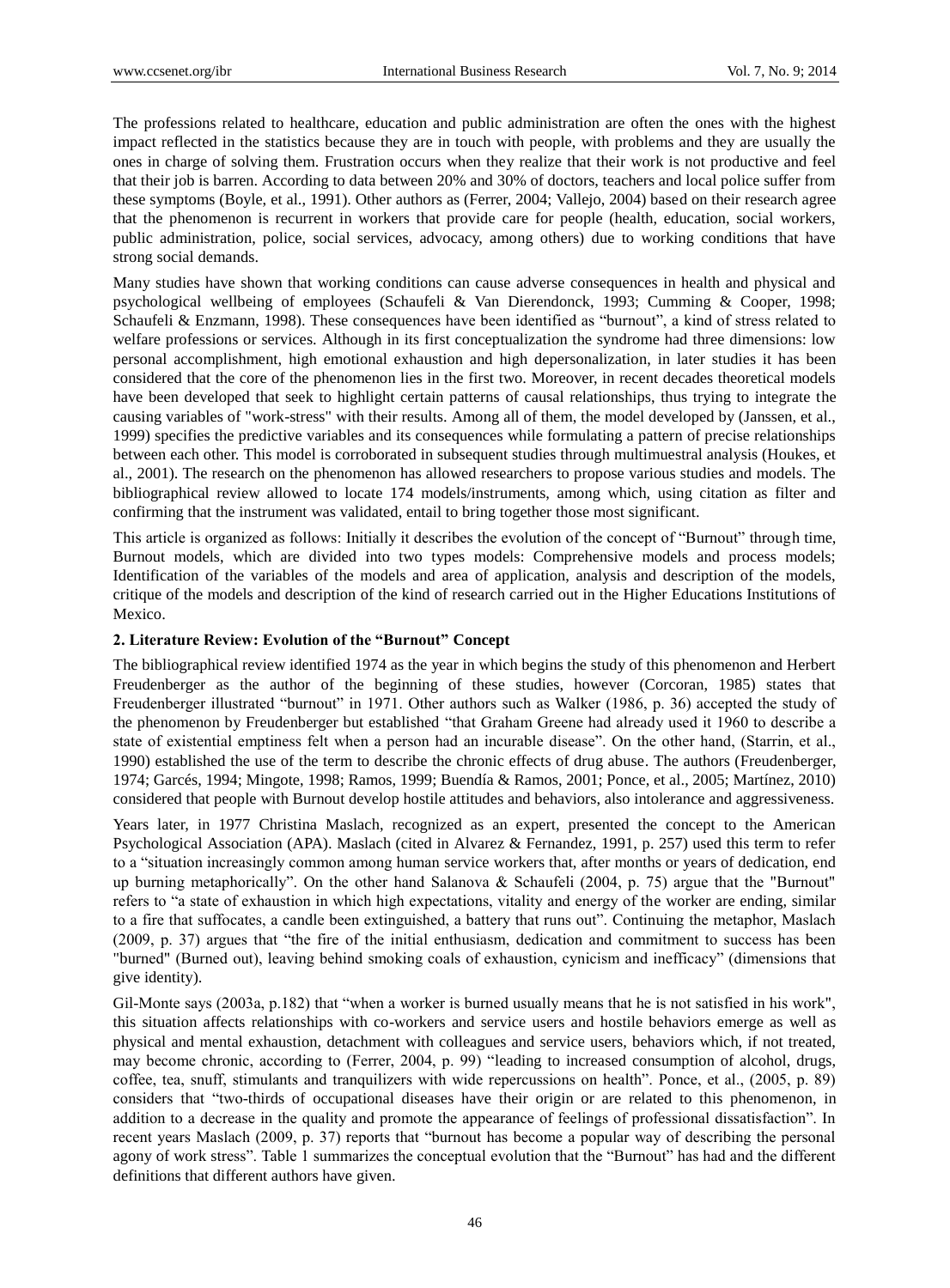The professions related to healthcare, education and public administration are often the ones with the highest impact reflected in the statistics because they are in touch with people, with problems and they are usually the ones in charge of solving them. Frustration occurs when they realize that their work is not productive and feel that their job is barren. According to data between 20% and 30% of doctors, teachers and local police suffer from these symptoms (Boyle, et al., 1991). Other authors as (Ferrer, 2004; Vallejo, 2004) based on their research agree that the phenomenon is recurrent in workers that provide care for people (health, education, social workers, public administration, police, social services, advocacy, among others) due to working conditions that have strong social demands.

Many studies have shown that working conditions can cause adverse consequences in health and physical and psychological wellbeing of employees (Schaufeli & Van Dierendonck, 1993; Cumming & Cooper, 1998; Schaufeli & Enzmann, 1998). These consequences have been identified as "burnout", a kind of stress related to welfare professions or services. Although in its first conceptualization the syndrome had three dimensions: low personal accomplishment, high emotional exhaustion and high depersonalization, in later studies it has been considered that the core of the phenomenon lies in the first two. Moreover, in recent decades theoretical models have been developed that seek to highlight certain patterns of causal relationships, thus trying to integrate the causing variables of "work-stress" with their results. Among all of them, the model developed by (Janssen, et al., 1999) specifies the predictive variables and its consequences while formulating a pattern of precise relationships between each other. This model is corroborated in subsequent studies through multimuestral analysis (Houkes, et al., 2001). The research on the phenomenon has allowed researchers to propose various studies and models. The bibliographical review allowed to locate 174 models/instruments, among which, using citation as filter and confirming that the instrument was validated, entail to bring together those most significant.

This article is organized as follows: Initially it describes the evolution of the concept of "Burnout" through time, Burnout models, which are divided into two types models: Comprehensive models and process models; Identification of the variables of the models and area of application, analysis and description of the models, critique of the models and description of the kind of research carried out in the Higher Educations Institutions of Mexico.

## 2. Literature Review: Evolution of the "Burnout" Concept

The bibliographical review identified 1974 as the year in which begins the study of this phenomenon and Herbert Freudenberger as the author of the beginning of these studies, however (Corcoran, 1985) states that Freudenberger illustrated "burnout" in 1971. Other authors such as Walker (1986, p. 36) accepted the study of the phenomenon by Freudenberger but established "that Graham Greene had already used it 1960 to describe a state of existential emptiness felt when a person had an incurable disease". On the other hand, (Starrin, et al., 1990) established the use of the term to describe the chronic effects of drug abuse. The authors (Freudenberger, 1974; Garcés, 1994; Mingote, 1998; Ramos, 1999; Buendía & Ramos, 2001; Ponce, et al., 2005; Martínez, 2010) considered that people with Burnout develop hostile attitudes and behaviors, also intolerance and aggressiveness.

Years later, in 1977 Christina Maslach, recognized as an expert, presented the concept to the American Psychological Association (APA). Maslach (cited in Alvarez & Fernandez, 1991, p. 257) used this term to refer to a "situation increasingly common among human service workers that, after months or years of dedication, end up burning metaphorically". On the other hand Salanova & Schaufeli (2004, p. 75) argue that the "Burnout" refers to "a state of exhaustion in which high expectations, vitality and energy of the worker are ending, similar to a fire that suffocates, a candle been extinguished, a battery that runs out". Continuing the metaphor, Maslach (2009, p. 37) argues that "the fire of the initial enthusiasm, dedication and commitment to success has been "burned" (Burned out), leaving behind smoking coals of exhaustion, cynicism and inefficacy" (dimensions that give identity).

Gil-Monte says (2003a, p.182) that "when a worker is burned usually means that he is not satisfied in his work", this situation affects relationships with co-workers and service users and hostile behaviors emerge as well as physical and mental exhaustion, detachment with colleagues and service users, behaviors which, if not treated, may become chronic, according to (Ferrer, 2004, p. 99) "leading to increased consumption of alcohol, drugs, coffee, tea, snuff, stimulants and tranquilizers with wide repercussions on health". Ponce, et al., (2005, p. 89) considers that "two-thirds of occupational diseases have their origin or are related to this phenomenon, in addition to a decrease in the quality and promote the appearance of feelings of professional dissatisfaction". In recent years Maslach (2009, p. 37) reports that "burnout has become a popular way of describing the personal agony of work stress". Table 1 summarizes the conceptual evolution that the "Burnout" has had and the different definitions that different authors have given.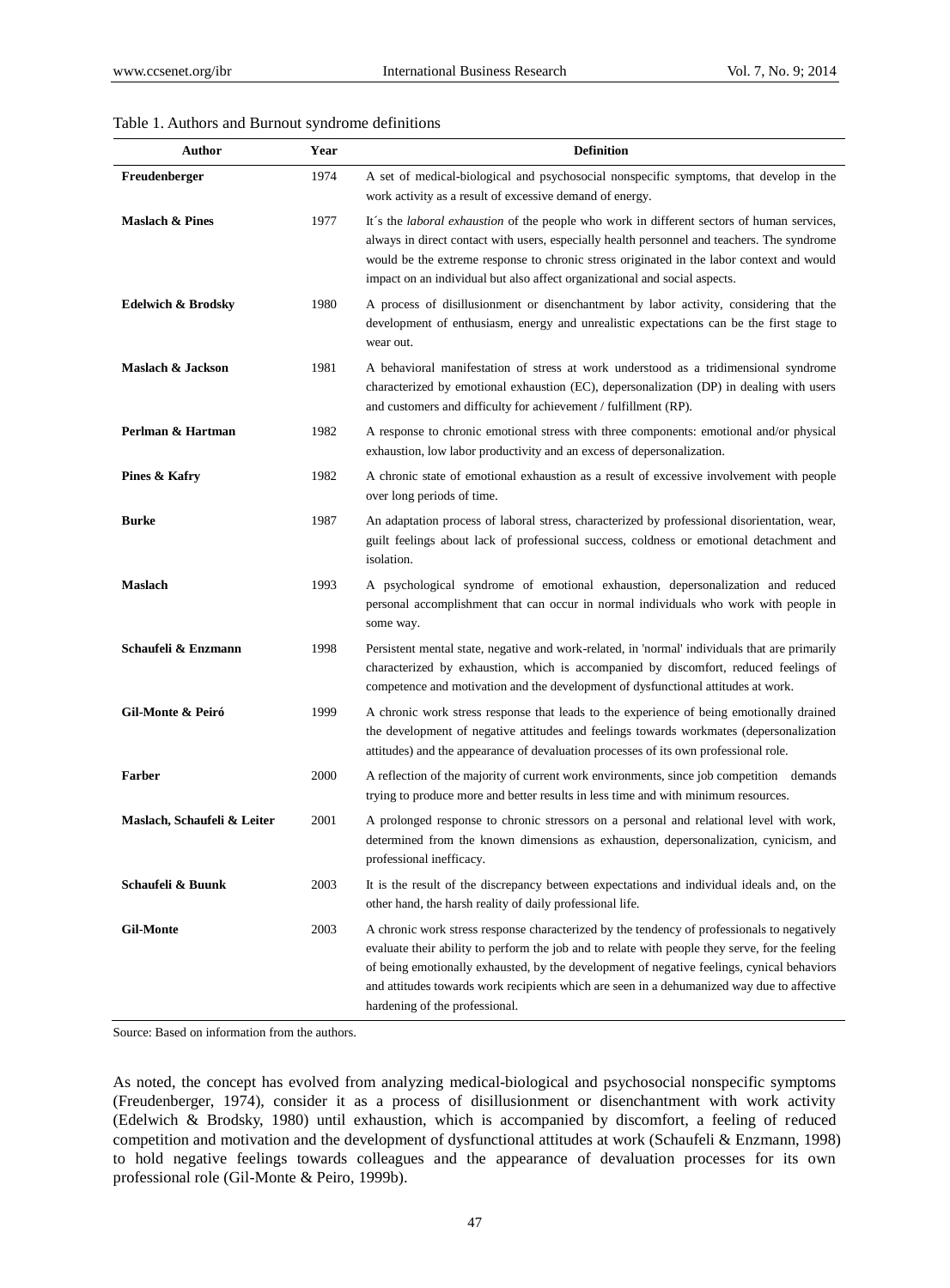Table 1. Authors and Burnout syndrome definitions

| Author | Year | Definition |
|---|---|---|
| **Freudenberger** | 1974 | A set of medical-biological and psychosocial nonspecific symptoms, that develop in the work activity as a result of excessive demand of energy. |
| **Maslach & Pines** | 1977 | It´s the *laboral exhaustion* of the people who work in different sectors of human services, always in direct contact with users, especially health personnel and teachers. The syndrome would be the extreme response to chronic stress originated in the labor context and would impact on an individual but also affect organizational and social aspects. |
| **Edelwich & Brodsky** | 1980 | A process of disillusionment or disenchantment by labor activity, considering that the development of enthusiasm, energy and unrealistic expectations can be the first stage to wear out. |
| **Maslach & Jackson** | 1981 | A behavioral manifestation of stress at work understood as a tridimensional syndrome characterized by emotional exhaustion (EC), depersonalization (DP) in dealing with users and customers and difficulty for achievement / fulfillment (RP). |
| **Perlman & Hartman** | 1982 | A response to chronic emotional stress with three components: emotional and/or physical exhaustion, low labor productivity and an excess of depersonalization. |
| **Pines & Kafry** | 1982 | A chronic state of emotional exhaustion as a result of excessive involvement with people over long periods of time. |
| **Burke** | 1987 | An adaptation process of laboral stress, characterized by professional disorientation, wear, guilt feelings about lack of professional success, coldness or emotional detachment and isolation. |
| **Maslach** | 1993 | A psychological syndrome of emotional exhaustion, depersonalization and reduced personal accomplishment that can occur in normal individuals who work with people in some way. |
| **Schaufeli & Enzmann** | 1998 | Persistent mental state, negative and work-related, in 'normal' individuals that are primarily characterized by exhaustion, which is accompanied by discomfort, reduced feelings of competence and motivation and the development of dysfunctional attitudes at work. |
| **Gil-Monte & Peiró** | 1999 | A chronic work stress response that leads to the experience of being emotionally drained the development of negative attitudes and feelings towards workmates (depersonalization attitudes) and the appearance of devaluation processes of its own professional role. |
| **Farber** | 2000 | A reflection of the majority of current work environments, since job competition demands trying to produce more and better results in less time and with minimum resources. |
| **Maslach, Schaufeli & Leiter** | 2001 | A prolonged response to chronic stressors on a personal and relational level with work, determined from the known dimensions as exhaustion, depersonalization, cynicism, and professional inefficacy. |
| **Schaufeli & Buunk** | 2003 | It is the result of the discrepancy between expectations and individual ideals and, on the other hand, the harsh reality of daily professional life. |
| **Gil-Monte** | 2003 | A chronic work stress response characterized by the tendency of professionals to negatively evaluate their ability to perform the job and to relate with people they serve, for the feeling of being emotionally exhausted, by the development of negative feelings, cynical behaviors and attitudes towards work recipients which are seen in a dehumanized way due to affective hardening of the professional. |

Source: Based on information from the authors.

As noted, the concept has evolved from analyzing medical-biological and psychosocial nonspecific symptoms (Freudenberger, 1974), consider it as a process of disillusionment or disenchantment with work activity (Edelwich & Brodsky, 1980) until exhaustion, which is accompanied by discomfort, a feeling of reduced competition and motivation and the development of dysfunctional attitudes at work (Schaufeli & Enzmann, 1998) to hold negative feelings towards colleagues and the appearance of devaluation processes for its own professional role (Gil-Monte & Peiro, 1999b).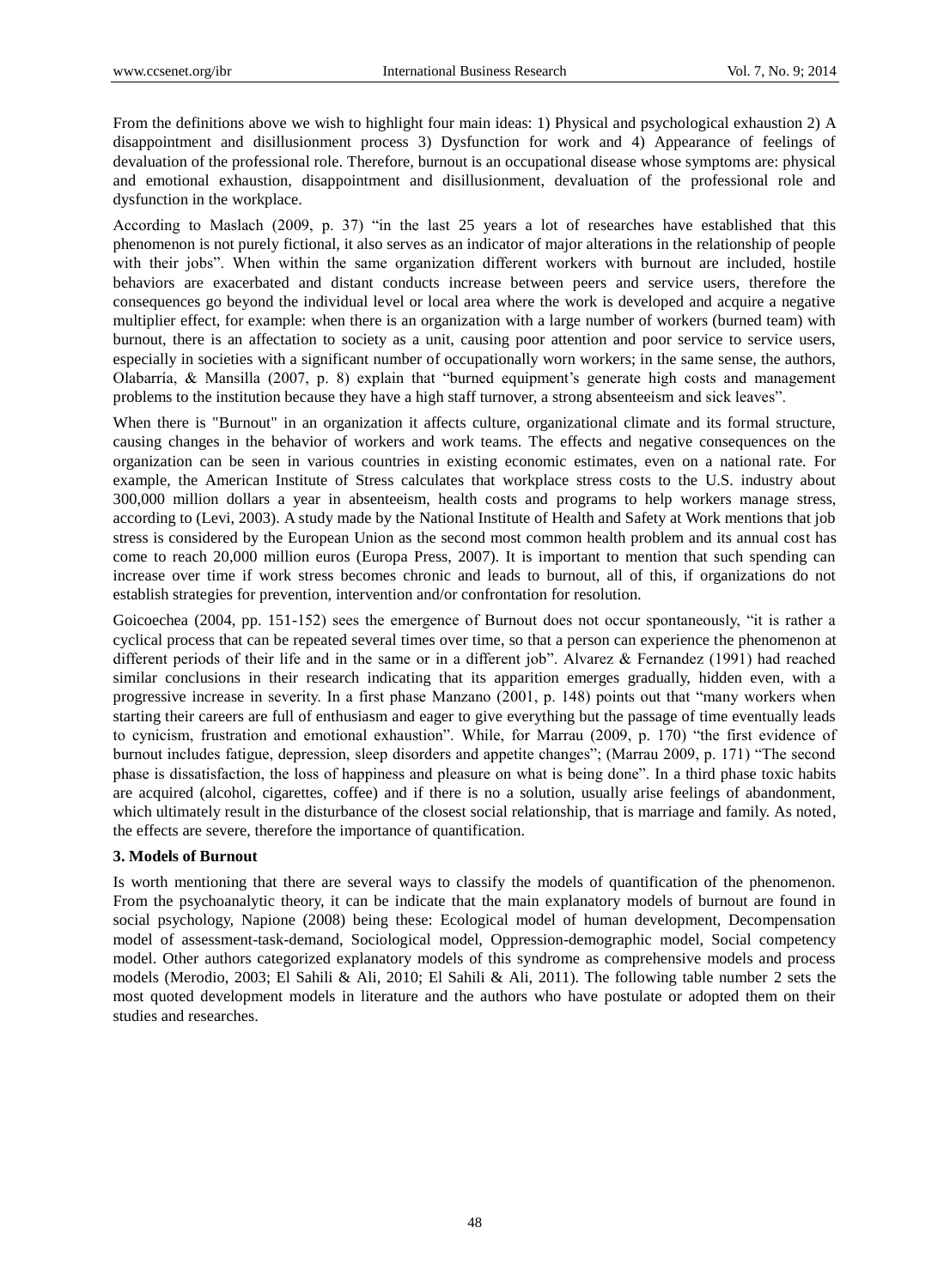From the definitions above we wish to highlight four main ideas: 1) Physical and psychological exhaustion 2) A disappointment and disillusionment process 3) Dysfunction for work and 4) Appearance of feelings of devaluation of the professional role. Therefore, burnout is an occupational disease whose symptoms are: physical and emotional exhaustion, disappointment and disillusionment, devaluation of the professional role and dysfunction in the workplace.

According to Maslach (2009, p. 37) "in the last 25 years a lot of researches have established that this phenomenon is not purely fictional, it also serves as an indicator of major alterations in the relationship of people with their jobs". When within the same organization different workers with burnout are included, hostile behaviors are exacerbated and distant conducts increase between peers and service users, therefore the consequences go beyond the individual level or local area where the work is developed and acquire a negative multiplier effect, for example: when there is an organization with a large number of workers (burned team) with burnout, there is an affectation to society as a unit, causing poor attention and poor service to service users, especially in societies with a significant number of occupationally worn workers; in the same sense, the authors, Olabarría, & Mansilla (2007, p. 8) explain that "burned equipment's generate high costs and management problems to the institution because they have a high staff turnover, a strong absenteeism and sick leaves".

When there is "Burnout" in an organization it affects culture, organizational climate and its formal structure, causing changes in the behavior of workers and work teams. The effects and negative consequences on the organization can be seen in various countries in existing economic estimates, even on a national rate. For example, the American Institute of Stress calculates that workplace stress costs to the U.S. industry about 300,000 million dollars a year in absenteeism, health costs and programs to help workers manage stress, according to (Levi, 2003). A study made by the National Institute of Health and Safety at Work mentions that job stress is considered by the European Union as the second most common health problem and its annual cost has come to reach 20,000 million euros (Europa Press, 2007). It is important to mention that such spending can increase over time if work stress becomes chronic and leads to burnout, all of this, if organizations do not establish strategies for prevention, intervention and/or confrontation for resolution.

Goicoechea (2004, pp. 151-152) sees the emergence of Burnout does not occur spontaneously, "it is rather a cyclical process that can be repeated several times over time, so that a person can experience the phenomenon at different periods of their life and in the same or in a different job". Alvarez & Fernandez (1991) had reached similar conclusions in their research indicating that its apparition emerges gradually, hidden even, with a progressive increase in severity. In a first phase Manzano (2001, p. 148) points out that "many workers when starting their careers are full of enthusiasm and eager to give everything but the passage of time eventually leads to cynicism, frustration and emotional exhaustion". While, for Marrau (2009, p. 170) "the first evidence of burnout includes fatigue, depression, sleep disorders and appetite changes"; (Marrau 2009, p. 171) "The second phase is dissatisfaction, the loss of happiness and pleasure on what is being done". In a third phase toxic habits are acquired (alcohol, cigarettes, coffee) and if there is no a solution, usually arise feelings of abandonment, which ultimately result in the disturbance of the closest social relationship, that is marriage and family. As noted, the effects are severe, therefore the importance of quantification.

### 3. Models of Burnout

Is worth mentioning that there are several ways to classify the models of quantification of the phenomenon. From the psychoanalytic theory, it can be indicate that the main explanatory models of burnout are found in social psychology, Napione (2008) being these: Ecological model of human development, Decompensation model of assessment-task-demand, Sociological model, Oppression-demographic model, Social competency model. Other authors categorized explanatory models of this syndrome as comprehensive models and process models (Merodio, 2003; El Sahili & Ali, 2010; El Sahili & Ali, 2011). The following table number 2 sets the most quoted development models in literature and the authors who have postulate or adopted them on their studies and researches.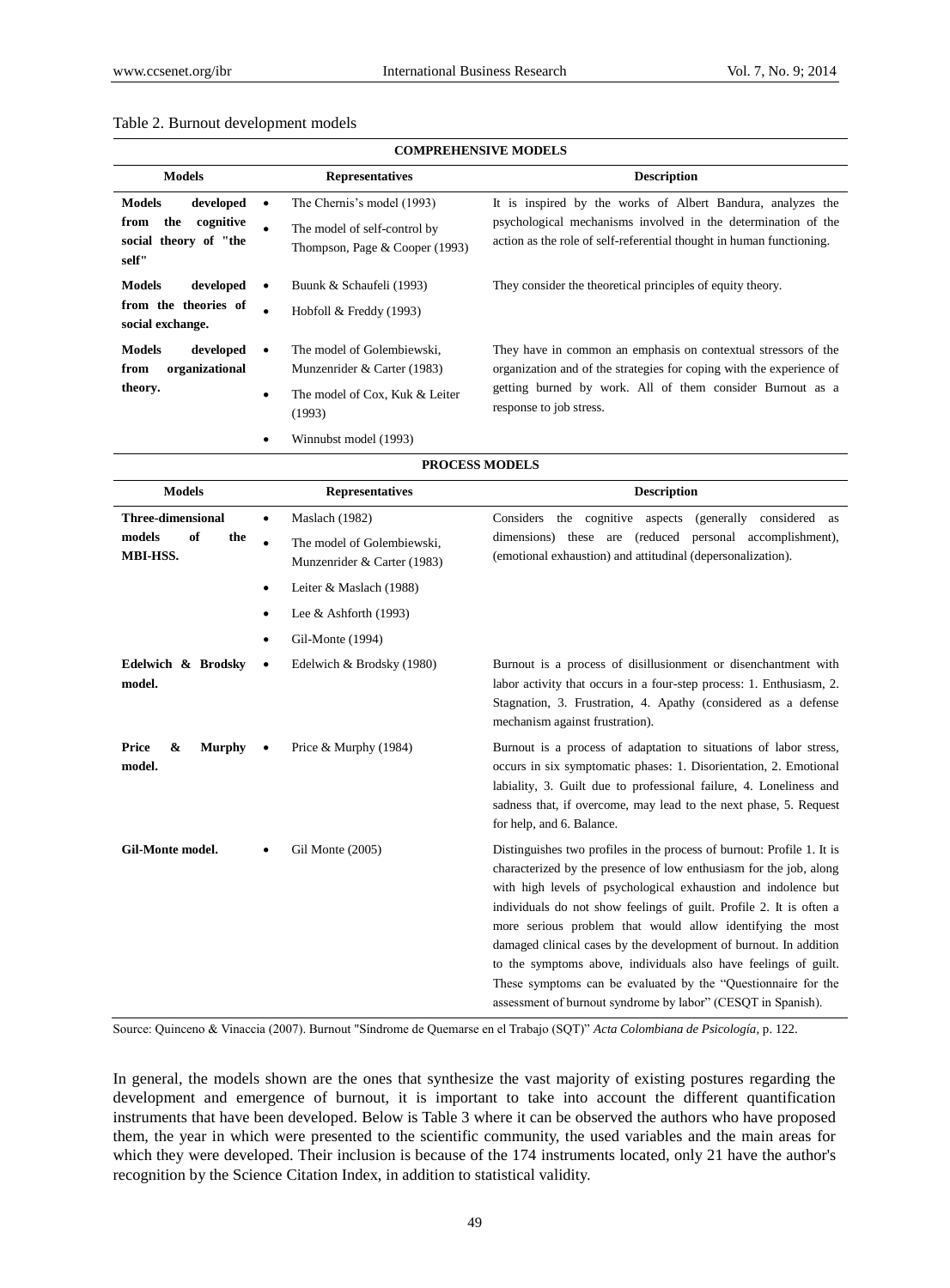Table 2. Burnout development models

| COMPREHENSIVE MODELS | | |
|---|---|---|
| **Models** | **Representatives** | **Description** |
| **Models developed from the cognitive social theory of "the self"** | • The Chernis's model (1993)<br>• The model of self-control by Thompson, Page & Cooper (1993) | It is inspired by the works of Albert Bandura, analyzes the psychological mechanisms involved in the determination of the action as the role of self-referential thought in human functioning. |
| **Models developed from the theories of social exchange.** | • Buunk & Schaufeli (1993)<br>• Hobfoll & Freddy (1993) | They consider the theoretical principles of equity theory. |
| **Models developed from organizational theory.** | • The model of Golembiewski, Munzenrider & Carter (1983)<br>• The model of Cox, Kuk & Leiter (1993)<br>• Winnubst model (1993) | They have in common an emphasis on contextual stressors of the organization and of the strategies for coping with the experience of getting burned by work. All of them consider Burnout as a response to job stress. |
| **PROCESS MODELS** | | |
| **Models** | **Representatives** | **Description** |
| **Three-dimensional models of the MBI-HSS.** | • Maslach (1982)<br>• The model of Golembiewski, Munzenrider & Carter (1983)<br>• Leiter & Maslach (1988)<br>• Lee & Ashforth (1993)<br>• Gil-Monte (1994) | Considers the cognitive aspects (generally considered as dimensions) these are (reduced personal accomplishment), (emotional exhaustion) and attitudinal (depersonalization). |
| **Edelwich & Brodsky model.** | • Edelwich & Brodsky (1980) | Burnout is a process of disillusionment or disenchantment with labor activity that occurs in a four-step process: 1. Enthusiasm, 2. Stagnation, 3. Frustration, 4. Apathy (considered as a defense mechanism against frustration). |
| **Price & Murphy model.** | • Price & Murphy (1984) | Burnout is a process of adaptation to situations of labor stress, occurs in six symptomatic phases: 1. Disorientation, 2. Emotional labiality, 3. Guilt due to professional failure, 4. Loneliness and sadness that, if overcome, may lead to the next phase, 5. Request for help, and 6. Balance. |
| **Gil-Monte model.** | • Gil Monte (2005) | Distinguishes two profiles in the process of burnout: Profile 1. It is characterized by the presence of low enthusiasm for the job, along with high levels of psychological exhaustion and indolence but individuals do not show feelings of guilt. Profile 2. It is often a more serious problem that would allow identifying the most damaged clinical cases by the development of burnout. In addition to the symptoms above, individuals also have feelings of guilt. These symptoms can be evaluated by the "Questionnaire for the assessment of burnout syndrome by labor" (CESQT in Spanish). |

Source: Quinceno & Vinaccia (2007). Burnout "Síndrome de Quemarse en el Trabajo (SQT)" *Acta Colombiana de Psicología*, p. 122.

In general, the models shown are the ones that synthesize the vast majority of existing postures regarding the development and emergence of burnout, it is important to take into account the different quantification instruments that have been developed. Below is Table 3 where it can be observed the authors who have proposed them, the year in which were presented to the scientific community, the used variables and the main areas for which they were developed. Their inclusion is because of the 174 instruments located, only 21 have the author's recognition by the Science Citation Index, in addition to statistical validity.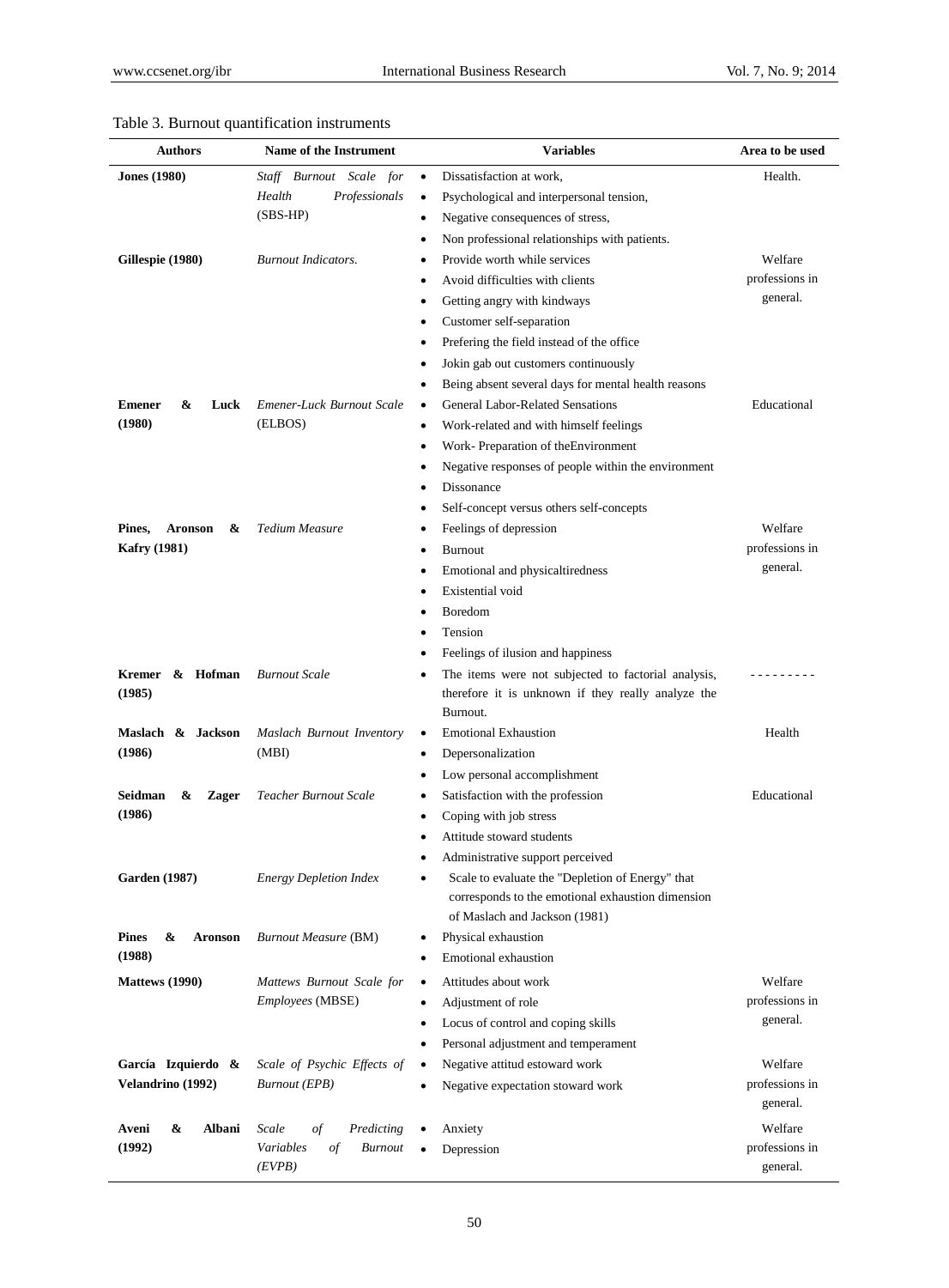Table 3. Burnout quantification instruments

| Authors | Name of the Instrument | Variables | Area to be used |
|---|---|---|---|
| **Jones (1980)** | *Staff Burnout Scale for Health Professionals* (SBS-HP) | • Dissatisfaction at work,<br>• Psychological and interpersonal tension,<br>• Negative consequences of stress,<br>• Non professional relationships with patients. | Health. |
| **Gillespie (1980)** | *Burnout Indicators.* | • Provide worth while services<br>• Avoid difficulties with clients<br>• Getting angry with kindways<br>• Customer self-separation<br>• Prefering the field instead of the office<br>• Jokin gab out customers continuously<br>• Being absent several days for mental health reasons | Welfare professions in general. |
| **Emener & Luck (1980)** | *Emener-Luck Burnout Scale* (ELBOS) | • General Labor-Related Sensations<br>• Work-related and with himself feelings<br>• Work- Preparation of theEnvironment<br>• Negative responses of people within the environment<br>• Dissonance<br>• Self-concept versus others self-concepts | Educational |
| **Pines, Aronson & Kafry (1981)** | *Tedium Measure* | • Feelings of depression<br>• Burnout<br>• Emotional and physicaltiredness<br>• Existential void<br>• Boredom<br>• Tension<br>• Feelings of ilusion and happiness | Welfare professions in general. |
| **Kremer & Hofman (1985)** | *Burnout Scale* | • The items were not subjected to factorial analysis, therefore it is unknown if they really analyze the Burnout. | --------- |
| **Maslach & Jackson (1986)** | *Maslach Burnout Inventory* (MBI) | • Emotional Exhaustion<br>• Depersonalization<br>• Low personal accomplishment | Health |
| **Seidman & Zager (1986)** | *Teacher Burnout Scale* | • Satisfaction with the profession<br>• Coping with job stress<br>• Attitude stoward students<br>• Administrative support perceived | Educational |
| **Garden (1987)** | *Energy Depletion Index* | • Scale to evaluate the "Depletion of Energy" that corresponds to the emotional exhaustion dimension of Maslach and Jackson (1981) | |
| **Pines & Aronson (1988)** | *Burnout Measure* (BM) | • Physical exhaustion<br>• Emotional exhaustion | |
| **Mattews (1990)** | *Mattews Burnout Scale for Employees* (MBSE) | • Attitudes about work<br>• Adjustment of role<br>• Locus of control and coping skills<br>• Personal adjustment and temperament | Welfare professions in general. |
| **García Izquierdo & Velandrino (1992)** | *Scale of Psychic Effects of Burnout (EPB)* | • Negative attitud estoward work<br>• Negative expectation stoward work | Welfare professions in general. |
| **Aveni & Albani (1992)** | *Scale of Predicting Variables of Burnout (EVPB)* | • Anxiety<br>• Depression | Welfare professions in general. |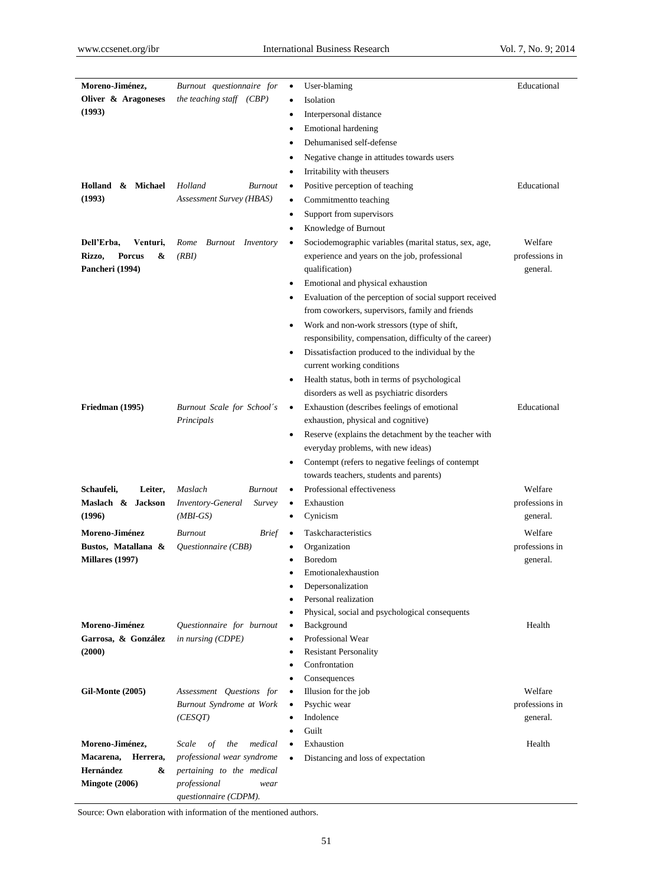| | | | |
|---|---|---|---|
| **Moreno-Jiménez, Oliver & Aragoneses (1993)** | *Burnout questionnaire for the teaching staff (CBP)* | • User-blaming<br>• Isolation<br>• Interpersonal distance<br>• Emotional hardening<br>• Dehumanised self-defense<br>• Negative change in attitudes towards users<br>• Irritability with theusers | Educational |
| **Holland & Michael (1993)** | *Holland Burnout Assessment Survey (HBAS)* | • Positive perception of teaching<br>• Commitmentto teaching<br>• Support from supervisors<br>• Knowledge of Burnout | Educational |
| **Dell'Erba, Venturi, Rizzo, Porcus & Pancheri (1994)** | *Rome Burnout Inventory (RBI)* | • Sociodemographic variables (marital status, sex, age, experience and years on the job, professional qualification)<br>• Emotional and physical exhaustion<br>• Evaluation of the perception of social support received from coworkers, supervisors, family and friends<br>• Work and non-work stressors (type of shift, responsibility, compensation, difficulty of the career)<br>• Dissatisfaction produced to the individual by the current working conditions<br>• Health status, both in terms of psychological disorders as well as psychiatric disorders | Welfare professions in general. |
| **Friedman (1995)** | *Burnout Scale for School´s Principals* | • Exhaustion (describes feelings of emotional exhaustion, physical and cognitive)<br>• Reserve (explains the detachment by the teacher with everyday problems, with new ideas)<br>• Contempt (refers to negative feelings of contempt towards teachers, students and parents) | Educational |
| **Schaufeli, Leiter, Maslach & Jackson (1996)** | *Maslach Burnout Inventory-General Survey (MBI-GS)* | • Professional effectiveness<br>• Exhaustion<br>• Cynicism | Welfare professions in general. |
| **Moreno-Jiménez Bustos, Matallana & Millares (1997)** | *Burnout Brief Questionnaire (CBB)* | • Taskcharacteristics<br>• Organization<br>• Boredom<br>• Emotionalexhaustion<br>• Depersonalization<br>• Personal realization<br>• Physical, social and psychological consequents | Welfare professions in general. |
| **Moreno-Jiménez Garrosa, & González (2000)** | *Questionnaire for burnout in nursing (CDPE)* | • Background<br>• Professional Wear<br>• Resistant Personality<br>• Confrontation<br>• Consequences | Health |
| **Gil-Monte (2005)** | *Assessment Questions for Burnout Syndrome at Work (CESQT)* | • Illusion for the job<br>• Psychic wear<br>• Indolence<br>• Guilt | Welfare professions in general. |
| **Moreno-Jiménez, Macarena, Herrera, Hernández & Mingote (2006)** | *Scale of the medical professional wear syndrome pertaining to the medical professional wear questionnaire (CDPM).* | • Exhaustion<br>• Distancing and loss of expectation | Health |

Source: Own elaboration with information of the mentioned authors.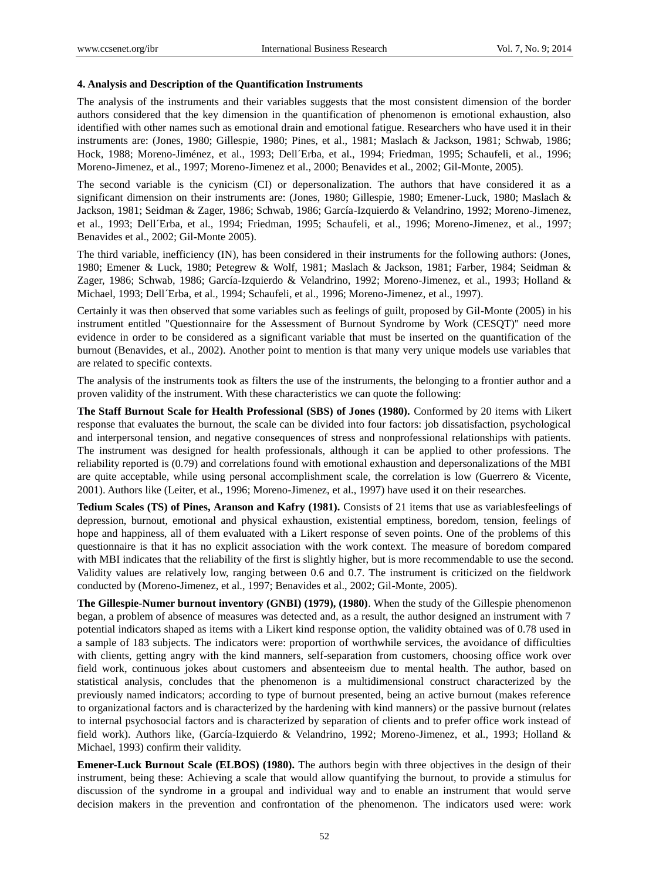### 4. Analysis and Description of the Quantification Instruments

The analysis of the instruments and their variables suggests that the most consistent dimension of the border authors considered that the key dimension in the quantification of phenomenon is emotional exhaustion, also identified with other names such as emotional drain and emotional fatigue. Researchers who have used it in their instruments are: (Jones, 1980; Gillespie, 1980; Pines, et al., 1981; Maslach & Jackson, 1981; Schwab, 1986; Hock, 1988; Moreno-Jiménez, et al., 1993; Dell´Erba, et al., 1994; Friedman, 1995; Schaufeli, et al., 1996; Moreno-Jimenez, et al., 1997; Moreno-Jimenez et al., 2000; Benavides et al., 2002; Gil-Monte, 2005).

The second variable is the cynicism (CI) or depersonalization. The authors that have considered it as a significant dimension on their instruments are: (Jones, 1980; Gillespie, 1980; Emener-Luck, 1980; Maslach & Jackson, 1981; Seidman & Zager, 1986; Schwab, 1986; García-Izquierdo & Velandrino, 1992; Moreno-Jimenez, et al., 1993; Dell´Erba, et al., 1994; Friedman, 1995; Schaufeli, et al., 1996; Moreno-Jimenez, et al., 1997; Benavides et al., 2002; Gil-Monte 2005).

The third variable, inefficiency (IN), has been considered in their instruments for the following authors: (Jones, 1980; Emener & Luck, 1980; Petegrew & Wolf, 1981; Maslach & Jackson, 1981; Farber, 1984; Seidman & Zager, 1986; Schwab, 1986; García-Izquierdo & Velandrino, 1992; Moreno-Jimenez, et al., 1993; Holland & Michael, 1993; Dell´Erba, et al., 1994; Schaufeli, et al., 1996; Moreno-Jimenez, et al., 1997).

Certainly it was then observed that some variables such as feelings of guilt, proposed by Gil-Monte (2005) in his instrument entitled "Questionnaire for the Assessment of Burnout Syndrome by Work (CESQT)" need more evidence in order to be considered as a significant variable that must be inserted on the quantification of the burnout (Benavides, et al., 2002). Another point to mention is that many very unique models use variables that are related to specific contexts.

The analysis of the instruments took as filters the use of the instruments, the belonging to a frontier author and a proven validity of the instrument. With these characteristics we can quote the following:

**The Staff Burnout Scale for Health Professional (SBS) of Jones (1980).** Conformed by 20 items with Likert response that evaluates the burnout, the scale can be divided into four factors: job dissatisfaction, psychological and interpersonal tension, and negative consequences of stress and nonprofessional relationships with patients. The instrument was designed for health professionals, although it can be applied to other professions. The reliability reported is (0.79) and correlations found with emotional exhaustion and depersonalizations of the MBI are quite acceptable, while using personal accomplishment scale, the correlation is low (Guerrero & Vicente, 2001). Authors like (Leiter, et al., 1996; Moreno-Jimenez, et al., 1997) have used it on their researches.

**Tedium Scales (TS) of Pines, Aranson and Kafry (1981).** Consists of 21 items that use as variablesfeelings of depression, burnout, emotional and physical exhaustion, existential emptiness, boredom, tension, feelings of hope and happiness, all of them evaluated with a Likert response of seven points. One of the problems of this questionnaire is that it has no explicit association with the work context. The measure of boredom compared with MBI indicates that the reliability of the first is slightly higher, but is more recommendable to use the second. Validity values are relatively low, ranging between 0.6 and 0.7. The instrument is criticized on the fieldwork conducted by (Moreno-Jimenez, et al., 1997; Benavides et al., 2002; Gil-Monte, 2005).

**The Gillespie-Numer burnout inventory (GNBI) (1979), (1980)**. When the study of the Gillespie phenomenon began, a problem of absence of measures was detected and, as a result, the author designed an instrument with 7 potential indicators shaped as items with a Likert kind response option, the validity obtained was of 0.78 used in a sample of 183 subjects. The indicators were: proportion of worthwhile services, the avoidance of difficulties with clients, getting angry with the kind manners, self-separation from customers, choosing office work over field work, continuous jokes about customers and absenteeism due to mental health. The author, based on statistical analysis, concludes that the phenomenon is a multidimensional construct characterized by the previously named indicators; according to type of burnout presented, being an active burnout (makes reference to organizational factors and is characterized by the hardening with kind manners) or the passive burnout (relates to internal psychosocial factors and is characterized by separation of clients and to prefer office work instead of field work). Authors like, (García-Izquierdo & Velandrino, 1992; Moreno-Jimenez, et al., 1993; Holland & Michael, 1993) confirm their validity.

**Emener-Luck Burnout Scale (ELBOS) (1980).** The authors begin with three objectives in the design of their instrument, being these: Achieving a scale that would allow quantifying the burnout, to provide a stimulus for discussion of the syndrome in a groupal and individual way and to enable an instrument that would serve decision makers in the prevention and confrontation of the phenomenon. The indicators used were: work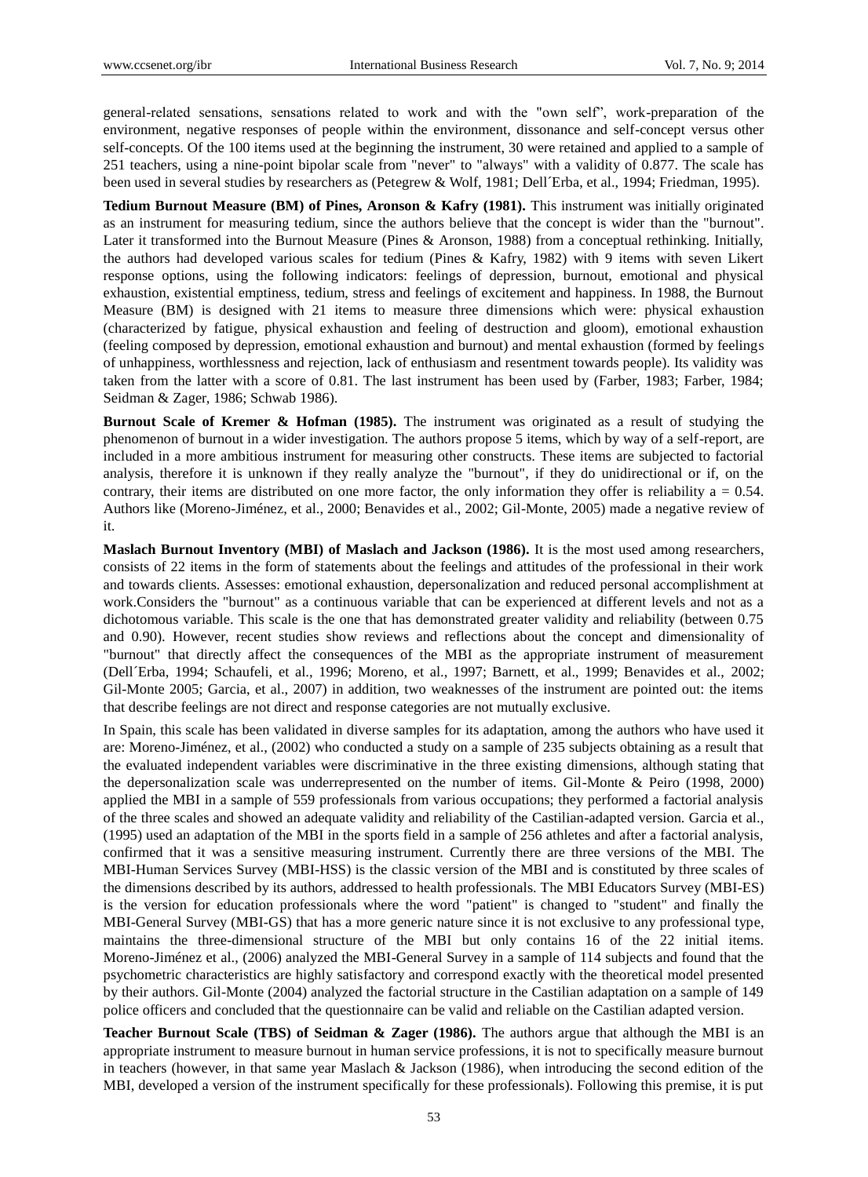general-related sensations, sensations related to work and with the "own self", work-preparation of the environment, negative responses of people within the environment, dissonance and self-concept versus other self-concepts. Of the 100 items used at the beginning the instrument, 30 were retained and applied to a sample of 251 teachers, using a nine-point bipolar scale from "never" to "always" with a validity of 0.877. The scale has been used in several studies by researchers as (Petegrew & Wolf, 1981; Dell´Erba, et al., 1994; Friedman, 1995).

**Tedium Burnout Measure (BM) of Pines, Aronson & Kafry (1981).** This instrument was initially originated as an instrument for measuring tedium, since the authors believe that the concept is wider than the "burnout". Later it transformed into the Burnout Measure (Pines & Aronson, 1988) from a conceptual rethinking. Initially, the authors had developed various scales for tedium (Pines & Kafry, 1982) with 9 items with seven Likert response options, using the following indicators: feelings of depression, burnout, emotional and physical exhaustion, existential emptiness, tedium, stress and feelings of excitement and happiness. In 1988, the Burnout Measure (BM) is designed with 21 items to measure three dimensions which were: physical exhaustion (characterized by fatigue, physical exhaustion and feeling of destruction and gloom), emotional exhaustion (feeling composed by depression, emotional exhaustion and burnout) and mental exhaustion (formed by feelings of unhappiness, worthlessness and rejection, lack of enthusiasm and resentment towards people). Its validity was taken from the latter with a score of 0.81. The last instrument has been used by (Farber, 1983; Farber, 1984; Seidman & Zager, 1986; Schwab 1986).

**Burnout Scale of Kremer & Hofman (1985).** The instrument was originated as a result of studying the phenomenon of burnout in a wider investigation. The authors propose 5 items, which by way of a self-report, are included in a more ambitious instrument for measuring other constructs. These items are subjected to factorial analysis, therefore it is unknown if they really analyze the "burnout", if they do unidirectional or if, on the contrary, their items are distributed on one more factor, the only information they offer is reliability a = 0.54. Authors like (Moreno-Jiménez, et al., 2000; Benavides et al., 2002; Gil-Monte, 2005) made a negative review of it.

**Maslach Burnout Inventory (MBI) of Maslach and Jackson (1986).** It is the most used among researchers, consists of 22 items in the form of statements about the feelings and attitudes of the professional in their work and towards clients. Assesses: emotional exhaustion, depersonalization and reduced personal accomplishment at work.Considers the "burnout" as a continuous variable that can be experienced at different levels and not as a dichotomous variable. This scale is the one that has demonstrated greater validity and reliability (between 0.75 and 0.90). However, recent studies show reviews and reflections about the concept and dimensionality of "burnout" that directly affect the consequences of the MBI as the appropriate instrument of measurement (Dell´Erba, 1994; Schaufeli, et al., 1996; Moreno, et al., 1997; Barnett, et al., 1999; Benavides et al., 2002; Gil-Monte 2005; Garcia, et al., 2007) in addition, two weaknesses of the instrument are pointed out: the items that describe feelings are not direct and response categories are not mutually exclusive.

In Spain, this scale has been validated in diverse samples for its adaptation, among the authors who have used it are: Moreno-Jiménez, et al., (2002) who conducted a study on a sample of 235 subjects obtaining as a result that the evaluated independent variables were discriminative in the three existing dimensions, although stating that the depersonalization scale was underrepresented on the number of items. Gil-Monte & Peiro (1998, 2000) applied the MBI in a sample of 559 professionals from various occupations; they performed a factorial analysis of the three scales and showed an adequate validity and reliability of the Castilian-adapted version. Garcia et al., (1995) used an adaptation of the MBI in the sports field in a sample of 256 athletes and after a factorial analysis, confirmed that it was a sensitive measuring instrument. Currently there are three versions of the MBI. The MBI-Human Services Survey (MBI-HSS) is the classic version of the MBI and is constituted by three scales of the dimensions described by its authors, addressed to health professionals. The MBI Educators Survey (MBI-ES) is the version for education professionals where the word "patient" is changed to "student" and finally the MBI-General Survey (MBI-GS) that has a more generic nature since it is not exclusive to any professional type, maintains the three-dimensional structure of the MBI but only contains 16 of the 22 initial items. Moreno-Jiménez et al., (2006) analyzed the MBI-General Survey in a sample of 114 subjects and found that the psychometric characteristics are highly satisfactory and correspond exactly with the theoretical model presented by their authors. Gil-Monte (2004) analyzed the factorial structure in the Castilian adaptation on a sample of 149 police officers and concluded that the questionnaire can be valid and reliable on the Castilian adapted version.

**Teacher Burnout Scale (TBS) of Seidman & Zager (1986).** The authors argue that although the MBI is an appropriate instrument to measure burnout in human service professions, it is not to specifically measure burnout in teachers (however, in that same year Maslach & Jackson (1986), when introducing the second edition of the MBI, developed a version of the instrument specifically for these professionals). Following this premise, it is put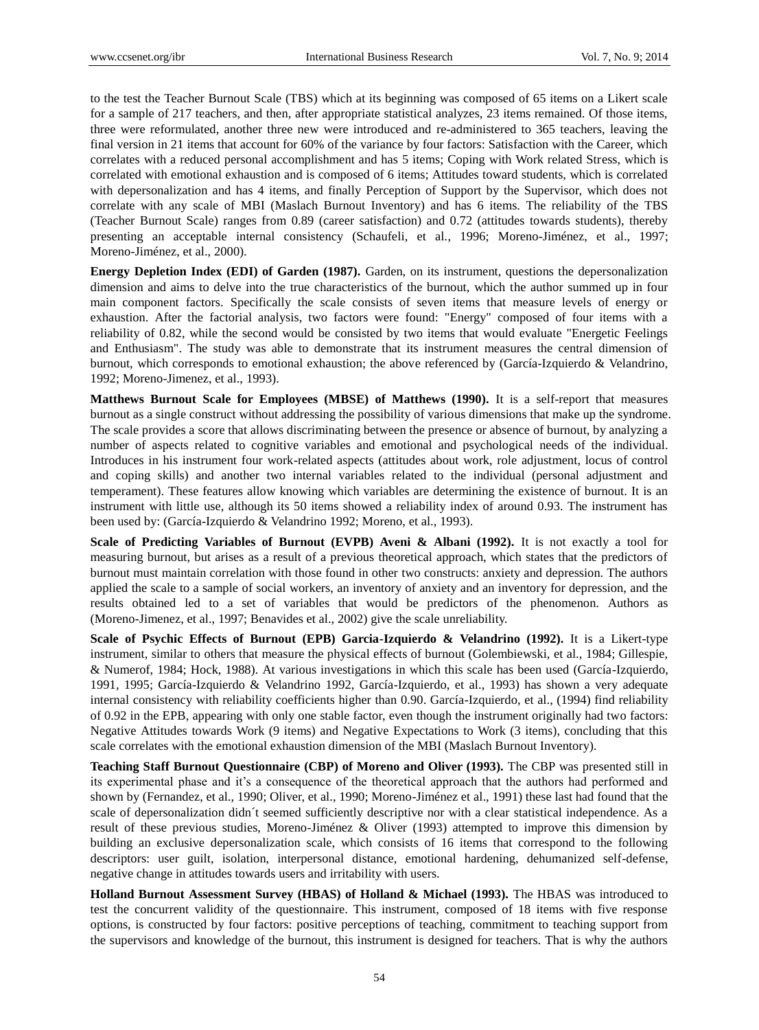to the test the Teacher Burnout Scale (TBS) which at its beginning was composed of 65 items on a Likert scale for a sample of 217 teachers, and then, after appropriate statistical analyzes, 23 items remained. Of those items, three were reformulated, another three new were introduced and re-administered to 365 teachers, leaving the final version in 21 items that account for 60% of the variance by four factors: Satisfaction with the Career, which correlates with a reduced personal accomplishment and has 5 items; Coping with Work related Stress, which is correlated with emotional exhaustion and is composed of 6 items; Attitudes toward students, which is correlated with depersonalization and has 4 items, and finally Perception of Support by the Supervisor, which does not correlate with any scale of MBI (Maslach Burnout Inventory) and has 6 items. The reliability of the TBS (Teacher Burnout Scale) ranges from 0.89 (career satisfaction) and 0.72 (attitudes towards students), thereby presenting an acceptable internal consistency (Schaufeli, et al., 1996; Moreno-Jiménez, et al., 1997; Moreno-Jiménez, et al., 2000).

**Energy Depletion Index (EDI) of Garden (1987).** Garden, on its instrument, questions the depersonalization dimension and aims to delve into the true characteristics of the burnout, which the author summed up in four main component factors. Specifically the scale consists of seven items that measure levels of energy or exhaustion. After the factorial analysis, two factors were found: "Energy" composed of four items with a reliability of 0.82, while the second would be consisted by two items that would evaluate "Energetic Feelings and Enthusiasm". The study was able to demonstrate that its instrument measures the central dimension of burnout, which corresponds to emotional exhaustion; the above referenced by (García-Izquierdo & Velandrino, 1992; Moreno-Jimenez, et al., 1993).

**Matthews Burnout Scale for Employees (MBSE) of Matthews (1990).** It is a self-report that measures burnout as a single construct without addressing the possibility of various dimensions that make up the syndrome. The scale provides a score that allows discriminating between the presence or absence of burnout, by analyzing a number of aspects related to cognitive variables and emotional and psychological needs of the individual. Introduces in his instrument four work-related aspects (attitudes about work, role adjustment, locus of control and coping skills) and another two internal variables related to the individual (personal adjustment and temperament). These features allow knowing which variables are determining the existence of burnout. It is an instrument with little use, although its 50 items showed a reliability index of around 0.93. The instrument has been used by: (García-Izquierdo & Velandrino 1992; Moreno, et al., 1993).

**Scale of Predicting Variables of Burnout (EVPB) Aveni & Albani (1992).** It is not exactly a tool for measuring burnout, but arises as a result of a previous theoretical approach, which states that the predictors of burnout must maintain correlation with those found in other two constructs: anxiety and depression. The authors applied the scale to a sample of social workers, an inventory of anxiety and an inventory for depression, and the results obtained led to a set of variables that would be predictors of the phenomenon. Authors as (Moreno-Jimenez, et al., 1997; Benavides et al., 2002) give the scale unreliability.

**Scale of Psychic Effects of Burnout (EPB) Garcia-Izquierdo & Velandrino (1992).** It is a Likert-type instrument, similar to others that measure the physical effects of burnout (Golembiewski, et al., 1984; Gillespie, & Numerof, 1984; Hock, 1988). At various investigations in which this scale has been used (García-Izquierdo, 1991, 1995; García-Izquierdo & Velandrino 1992, García-Izquierdo, et al., 1993) has shown a very adequate internal consistency with reliability coefficients higher than 0.90. García-Izquierdo, et al., (1994) find reliability of 0.92 in the EPB, appearing with only one stable factor, even though the instrument originally had two factors: Negative Attitudes towards Work (9 items) and Negative Expectations to Work (3 items), concluding that this scale correlates with the emotional exhaustion dimension of the MBI (Maslach Burnout Inventory).

**Teaching Staff Burnout Questionnaire (CBP) of Moreno and Oliver (1993).** The CBP was presented still in its experimental phase and it's a consequence of the theoretical approach that the authors had performed and shown by (Fernandez, et al., 1990; Oliver, et al., 1990; Moreno-Jiménez et al., 1991) these last had found that the scale of depersonalization didn´t seemed sufficiently descriptive nor with a clear statistical independence. As a result of these previous studies, Moreno-Jiménez & Oliver (1993) attempted to improve this dimension by building an exclusive depersonalization scale, which consists of 16 items that correspond to the following descriptors: user guilt, isolation, interpersonal distance, emotional hardening, dehumanized self-defense, negative change in attitudes towards users and irritability with users.

**Holland Burnout Assessment Survey (HBAS) of Holland & Michael (1993).** The HBAS was introduced to test the concurrent validity of the questionnaire. This instrument, composed of 18 items with five response options, is constructed by four factors: positive perceptions of teaching, commitment to teaching support from the supervisors and knowledge of the burnout, this instrument is designed for teachers. That is why the authors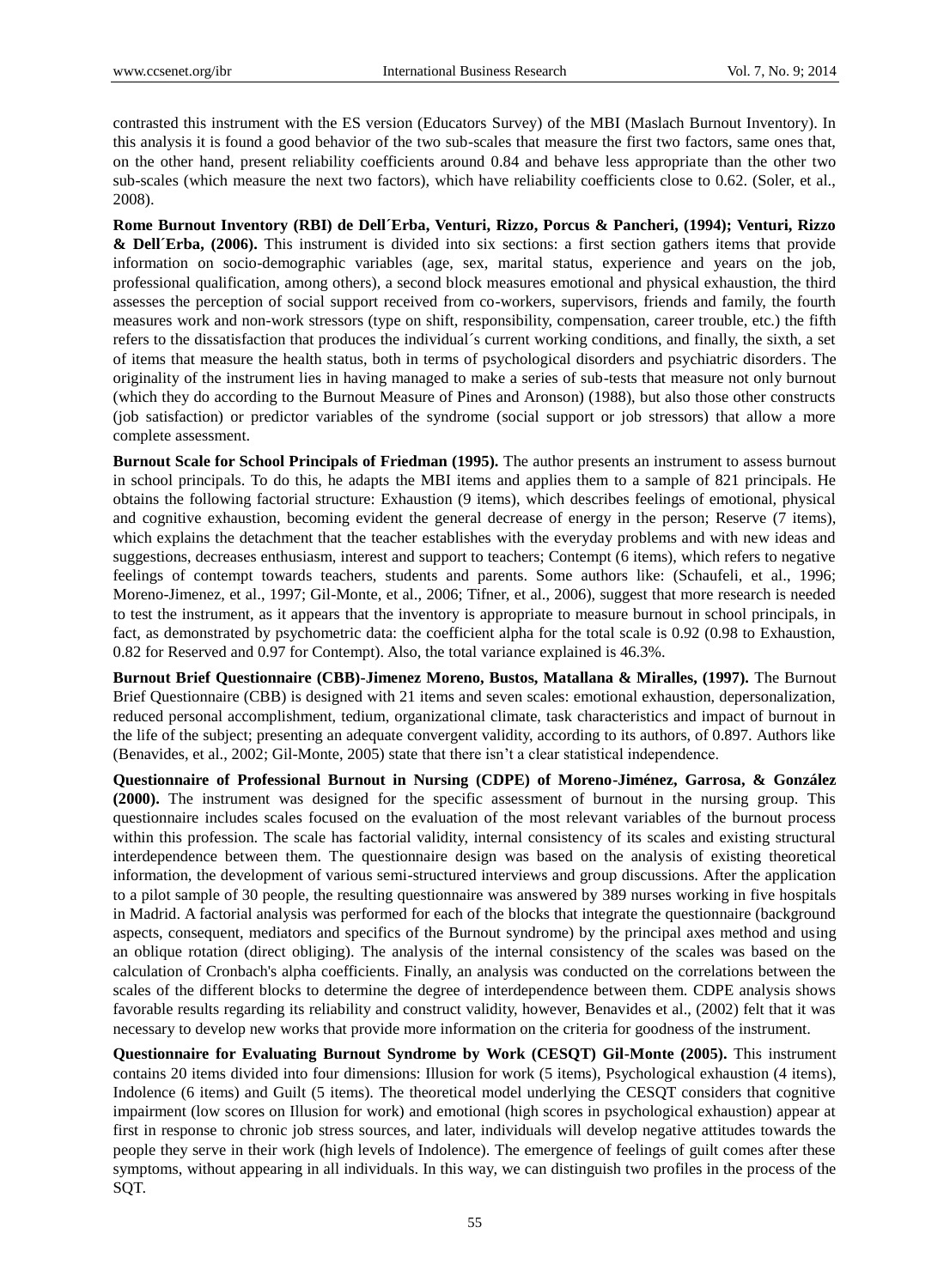contrasted this instrument with the ES version (Educators Survey) of the MBI (Maslach Burnout Inventory). In this analysis it is found a good behavior of the two sub-scales that measure the first two factors, same ones that, on the other hand, present reliability coefficients around 0.84 and behave less appropriate than the other two sub-scales (which measure the next two factors), which have reliability coefficients close to 0.62. (Soler, et al., 2008).

**Rome Burnout Inventory (RBI) de Dell´Erba, Venturi, Rizzo, Porcus & Pancheri, (1994); Venturi, Rizzo & Dell´Erba, (2006).** This instrument is divided into six sections: a first section gathers items that provide information on socio-demographic variables (age, sex, marital status, experience and years on the job, professional qualification, among others), a second block measures emotional and physical exhaustion, the third assesses the perception of social support received from co-workers, supervisors, friends and family, the fourth measures work and non-work stressors (type on shift, responsibility, compensation, career trouble, etc.) the fifth refers to the dissatisfaction that produces the individual´s current working conditions, and finally, the sixth, a set of items that measure the health status, both in terms of psychological disorders and psychiatric disorders. The originality of the instrument lies in having managed to make a series of sub-tests that measure not only burnout (which they do according to the Burnout Measure of Pines and Aronson) (1988), but also those other constructs (job satisfaction) or predictor variables of the syndrome (social support or job stressors) that allow a more complete assessment.

**Burnout Scale for School Principals of Friedman (1995).** The author presents an instrument to assess burnout in school principals. To do this, he adapts the MBI items and applies them to a sample of 821 principals. He obtains the following factorial structure: Exhaustion (9 items), which describes feelings of emotional, physical and cognitive exhaustion, becoming evident the general decrease of energy in the person; Reserve (7 items), which explains the detachment that the teacher establishes with the everyday problems and with new ideas and suggestions, decreases enthusiasm, interest and support to teachers; Contempt (6 items), which refers to negative feelings of contempt towards teachers, students and parents. Some authors like: (Schaufeli, et al., 1996; Moreno-Jimenez, et al., 1997; Gil-Monte, et al., 2006; Tifner, et al., 2006), suggest that more research is needed to test the instrument, as it appears that the inventory is appropriate to measure burnout in school principals, in fact, as demonstrated by psychometric data: the coefficient alpha for the total scale is 0.92 (0.98 to Exhaustion, 0.82 for Reserved and 0.97 for Contempt). Also, the total variance explained is 46.3%.

**Burnout Brief Questionnaire (CBB)-Jimenez Moreno, Bustos, Matallana & Miralles, (1997).** The Burnout Brief Questionnaire (CBB) is designed with 21 items and seven scales: emotional exhaustion, depersonalization, reduced personal accomplishment, tedium, organizational climate, task characteristics and impact of burnout in the life of the subject; presenting an adequate convergent validity, according to its authors, of 0.897. Authors like (Benavides, et al., 2002; Gil-Monte, 2005) state that there isn't a clear statistical independence.

**Questionnaire of Professional Burnout in Nursing (CDPE) of Moreno-Jiménez, Garrosa, & González (2000).** The instrument was designed for the specific assessment of burnout in the nursing group. This questionnaire includes scales focused on the evaluation of the most relevant variables of the burnout process within this profession. The scale has factorial validity, internal consistency of its scales and existing structural interdependence between them. The questionnaire design was based on the analysis of existing theoretical information, the development of various semi-structured interviews and group discussions. After the application to a pilot sample of 30 people, the resulting questionnaire was answered by 389 nurses working in five hospitals in Madrid. A factorial analysis was performed for each of the blocks that integrate the questionnaire (background aspects, consequent, mediators and specifics of the Burnout syndrome) by the principal axes method and using an oblique rotation (direct obliging). The analysis of the internal consistency of the scales was based on the calculation of Cronbach's alpha coefficients. Finally, an analysis was conducted on the correlations between the scales of the different blocks to determine the degree of interdependence between them. CDPE analysis shows favorable results regarding its reliability and construct validity, however, Benavides et al., (2002) felt that it was necessary to develop new works that provide more information on the criteria for goodness of the instrument.

**Questionnaire for Evaluating Burnout Syndrome by Work (CESQT) Gil-Monte (2005).** This instrument contains 20 items divided into four dimensions: Illusion for work (5 items), Psychological exhaustion (4 items), Indolence (6 items) and Guilt (5 items). The theoretical model underlying the CESQT considers that cognitive impairment (low scores on Illusion for work) and emotional (high scores in psychological exhaustion) appear at first in response to chronic job stress sources, and later, individuals will develop negative attitudes towards the people they serve in their work (high levels of Indolence). The emergence of feelings of guilt comes after these symptoms, without appearing in all individuals. In this way, we can distinguish two profiles in the process of the SQT.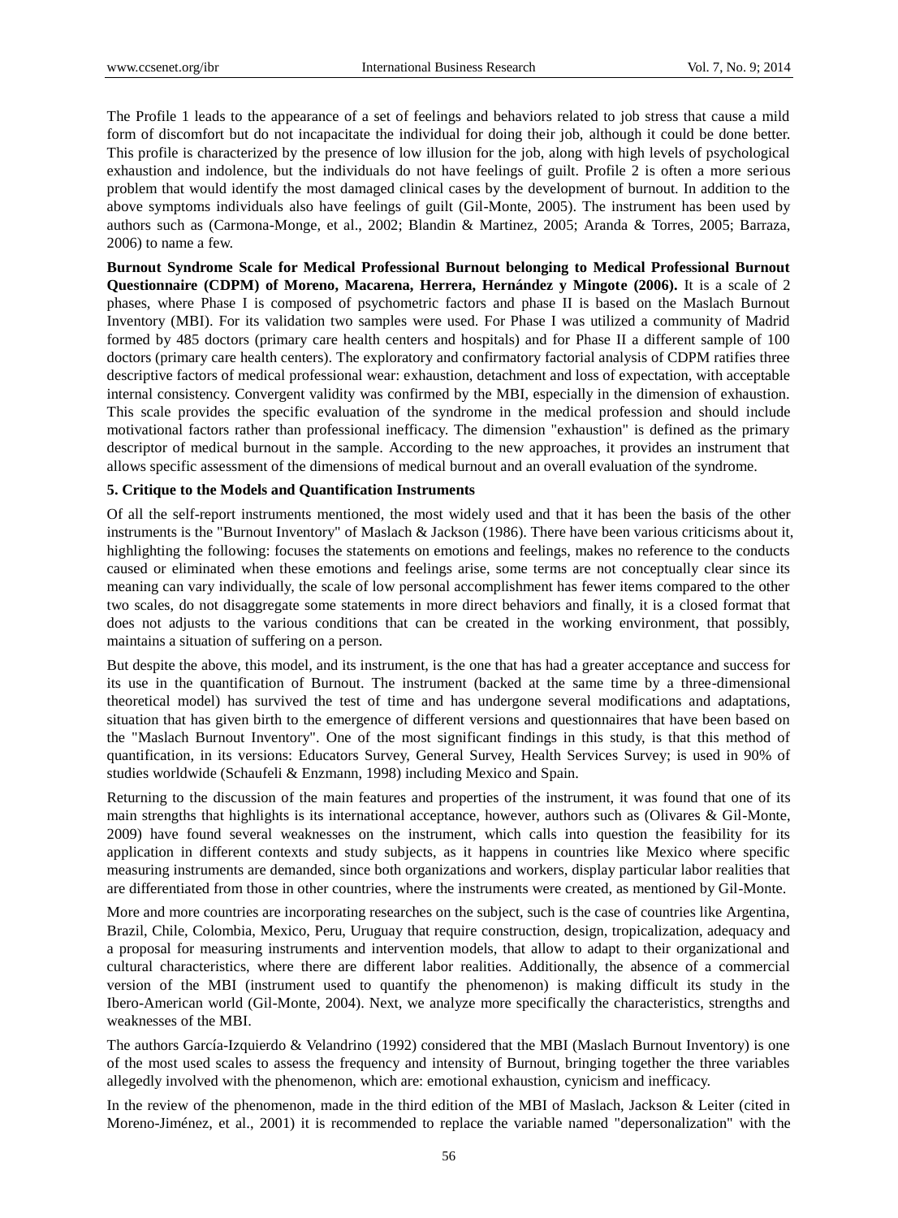The Profile 1 leads to the appearance of a set of feelings and behaviors related to job stress that cause a mild form of discomfort but do not incapacitate the individual for doing their job, although it could be done better. This profile is characterized by the presence of low illusion for the job, along with high levels of psychological exhaustion and indolence, but the individuals do not have feelings of guilt. Profile 2 is often a more serious problem that would identify the most damaged clinical cases by the development of burnout. In addition to the above symptoms individuals also have feelings of guilt (Gil-Monte, 2005). The instrument has been used by authors such as (Carmona-Monge, et al., 2002; Blandin & Martinez, 2005; Aranda & Torres, 2005; Barraza, 2006) to name a few.

**Burnout Syndrome Scale for Medical Professional Burnout belonging to Medical Professional Burnout Questionnaire (CDPM) of Moreno, Macarena, Herrera, Hernández y Mingote (2006).** It is a scale of 2 phases, where Phase I is composed of psychometric factors and phase II is based on the Maslach Burnout Inventory (MBI). For its validation two samples were used. For Phase I was utilized a community of Madrid formed by 485 doctors (primary care health centers and hospitals) and for Phase II a different sample of 100 doctors (primary care health centers). The exploratory and confirmatory factorial analysis of CDPM ratifies three descriptive factors of medical professional wear: exhaustion, detachment and loss of expectation, with acceptable internal consistency. Convergent validity was confirmed by the MBI, especially in the dimension of exhaustion. This scale provides the specific evaluation of the syndrome in the medical profession and should include motivational factors rather than professional inefficacy. The dimension "exhaustion" is defined as the primary descriptor of medical burnout in the sample. According to the new approaches, it provides an instrument that allows specific assessment of the dimensions of medical burnout and an overall evaluation of the syndrome.

## 5. Critique to the Models and Quantification Instruments

Of all the self-report instruments mentioned, the most widely used and that it has been the basis of the other instruments is the "Burnout Inventory" of Maslach & Jackson (1986). There have been various criticisms about it, highlighting the following: focuses the statements on emotions and feelings, makes no reference to the conducts caused or eliminated when these emotions and feelings arise, some terms are not conceptually clear since its meaning can vary individually, the scale of low personal accomplishment has fewer items compared to the other two scales, do not disaggregate some statements in more direct behaviors and finally, it is a closed format that does not adjusts to the various conditions that can be created in the working environment, that possibly, maintains a situation of suffering on a person.

But despite the above, this model, and its instrument, is the one that has had a greater acceptance and success for its use in the quantification of Burnout. The instrument (backed at the same time by a three-dimensional theoretical model) has survived the test of time and has undergone several modifications and adaptations, situation that has given birth to the emergence of different versions and questionnaires that have been based on the "Maslach Burnout Inventory". One of the most significant findings in this study, is that this method of quantification, in its versions: Educators Survey, General Survey, Health Services Survey; is used in 90% of studies worldwide (Schaufeli & Enzmann, 1998) including Mexico and Spain.

Returning to the discussion of the main features and properties of the instrument, it was found that one of its main strengths that highlights is its international acceptance, however, authors such as (Olivares & Gil-Monte, 2009) have found several weaknesses on the instrument, which calls into question the feasibility for its application in different contexts and study subjects, as it happens in countries like Mexico where specific measuring instruments are demanded, since both organizations and workers, display particular labor realities that are differentiated from those in other countries, where the instruments were created, as mentioned by Gil-Monte.

More and more countries are incorporating researches on the subject, such is the case of countries like Argentina, Brazil, Chile, Colombia, Mexico, Peru, Uruguay that require construction, design, tropicalization, adequacy and a proposal for measuring instruments and intervention models, that allow to adapt to their organizational and cultural characteristics, where there are different labor realities. Additionally, the absence of a commercial version of the MBI (instrument used to quantify the phenomenon) is making difficult its study in the Ibero-American world (Gil-Monte, 2004). Next, we analyze more specifically the characteristics, strengths and weaknesses of the MBI.

The authors García-Izquierdo & Velandrino (1992) considered that the MBI (Maslach Burnout Inventory) is one of the most used scales to assess the frequency and intensity of Burnout, bringing together the three variables allegedly involved with the phenomenon, which are: emotional exhaustion, cynicism and inefficacy.

In the review of the phenomenon, made in the third edition of the MBI of Maslach, Jackson & Leiter (cited in Moreno-Jiménez, et al., 2001) it is recommended to replace the variable named "depersonalization" with the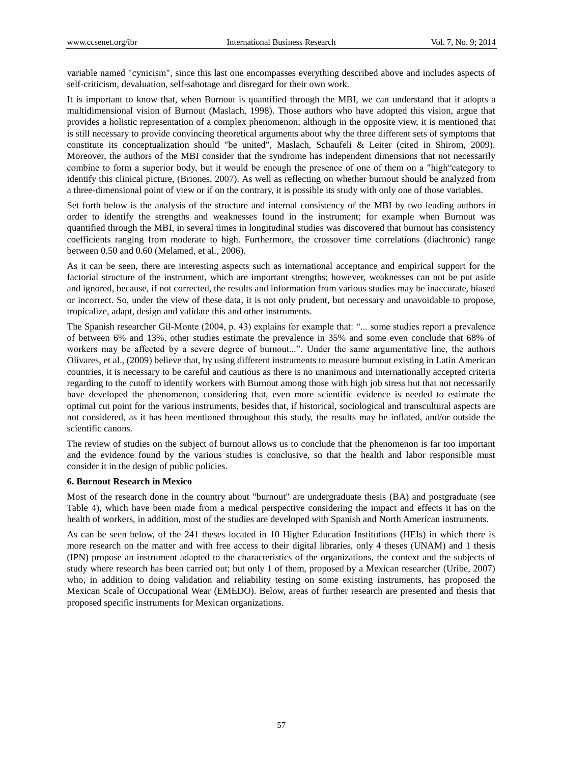variable named "cynicism", since this last one encompasses everything described above and includes aspects of self-criticism, devaluation, self-sabotage and disregard for their own work.

It is important to know that, when Burnout is quantified through the MBI, we can understand that it adopts a multidimensional vision of Burnout (Maslach, 1998). Those authors who have adopted this vision, argue that provides a holistic representation of a complex phenomenon; although in the opposite view, it is mentioned that is still necessary to provide convincing theoretical arguments about why the three different sets of symptoms that constitute its conceptualization should "be united", Maslach, Schaufeli & Leiter (cited in Shirom, 2009). Moreover, the authors of the MBI consider that the syndrome has independent dimensions that not necessarily combine to form a superior body, but it would be enough the presence of one of them on a "high"category to identify this clinical picture, (Briones, 2007). As well as reflecting on whether burnout should be analyzed from a three-dimensional point of view or if on the contrary, it is possible its study with only one of those variables.

Set forth below is the analysis of the structure and internal consistency of the MBI by two leading authors in order to identify the strengths and weaknesses found in the instrument; for example when Burnout was quantified through the MBI, in several times in longitudinal studies was discovered that burnout has consistency coefficients ranging from moderate to high. Furthermore, the crossover time correlations (diachronic) range between 0.50 and 0.60 (Melamed, et al., 2006).

As it can be seen, there are interesting aspects such as international acceptance and empirical support for the factorial structure of the instrument, which are important strengths; however, weaknesses can not be put aside and ignored, because, if not corrected, the results and information from various studies may be inaccurate, biased or incorrect. So, under the view of these data, it is not only prudent, but necessary and unavoidable to propose, tropicalize, adapt, design and validate this and other instruments.

The Spanish researcher Gil-Monte (2004, p. 43) explains for example that: "... some studies report a prevalence of between 6% and 13%, other studies estimate the prevalence in 35% and some even conclude that 68% of workers may be affected by a severe degree of burnout...". Under the same argumentative line, the authors Olivares, et al., (2009) believe that, by using different instruments to measure burnout existing in Latin American countries, it is necessary to be careful and cautious as there is no unanimous and internationally accepted criteria regarding to the cutoff to identify workers with Burnout among those with high job stress but that not necessarily have developed the phenomenon, considering that, even more scientific evidence is needed to estimate the optimal cut point for the various instruments, besides that, if historical, sociological and transcultural aspects are not considered, as it has been mentioned throughout this study, the results may be inflated, and/or outside the scientific canons.

The review of studies on the subject of burnout allows us to conclude that the phenomenon is far too important and the evidence found by the various studies is conclusive, so that the health and labor responsible must consider it in the design of public policies.

## 6. Burnout Research in Mexico

Most of the research done in the country about "burnout" are undergraduate thesis (BA) and postgraduate (see Table 4), which have been made from a medical perspective considering the impact and effects it has on the health of workers, in addition, most of the studies are developed with Spanish and North American instruments.

As can be seen below, of the 241 theses located in 10 Higher Education Institutions (HEIs) in which there is more research on the matter and with free access to their digital libraries, only 4 theses (UNAM) and 1 thesis (IPN) propose an instrument adapted to the characteristics of the organizations, the context and the subjects of study where research has been carried out; but only 1 of them, proposed by a Mexican researcher (Uribe, 2007) who, in addition to doing validation and reliability testing on some existing instruments, has proposed the Mexican Scale of Occupational Wear (EMEDO). Below, areas of further research are presented and thesis that proposed specific instruments for Mexican organizations.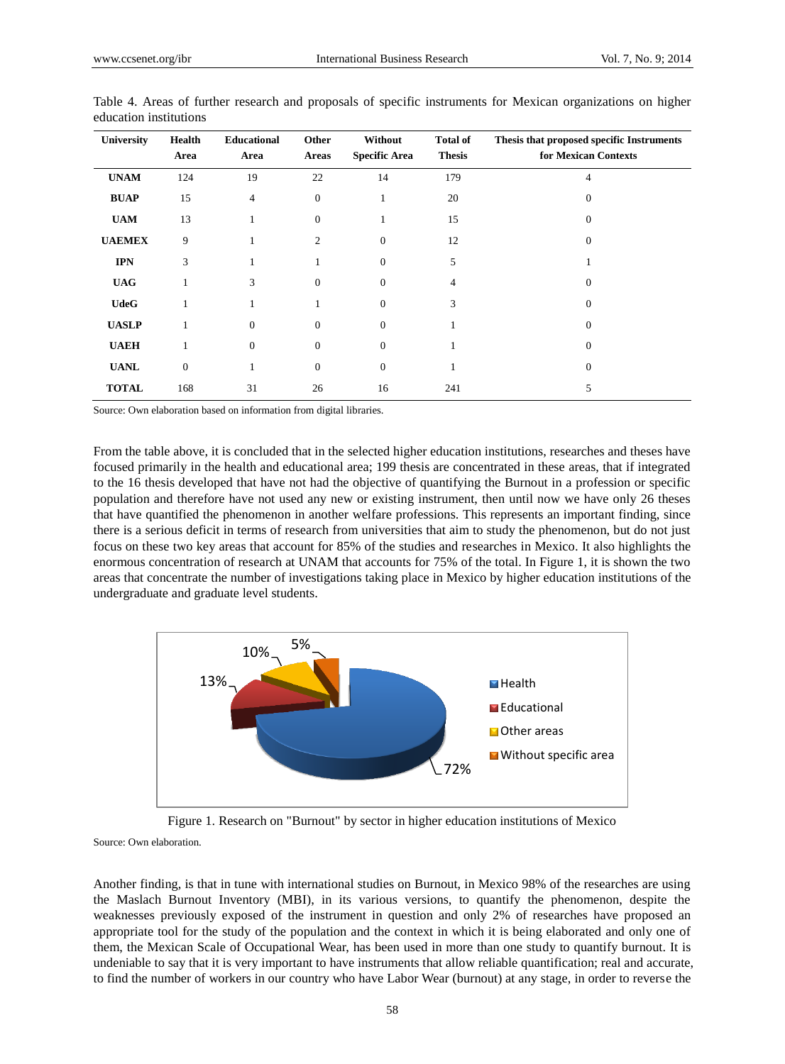Table 4. Areas of further research and proposals of specific instruments for Mexican organizations on higher education institutions

| University | Health Area | Educational Area | Other Areas | Without Specific Area | Total of Thesis | Thesis that proposed specific Instruments for Mexican Contexts |
|---|---|---|---|---|---|---|
| **UNAM** | 124 | 19 | 22 | 14 | 179 | 4 |
| **BUAP** | 15 | 4 | 0 | 1 | 20 | 0 |
| **UAM** | 13 | 1 | 0 | 1 | 15 | 0 |
| **UAEMEX** | 9 | 1 | 2 | 0 | 12 | 0 |
| **IPN** | 3 | 1 | 1 | 0 | 5 | 1 |
| **UAG** | 1 | 3 | 0 | 0 | 4 | 0 |
| **UdeG** | 1 | 1 | 1 | 0 | 3 | 0 |
| **UASLP** | 1 | 0 | 0 | 0 | 1 | 0 |
| **UAEH** | 1 | 0 | 0 | 0 | 1 | 0 |
| **UANL** | 0 | 1 | 0 | 0 | 1 | 0 |
| **TOTAL** | 168 | 31 | 26 | 16 | 241 | 5 |

Source: Own elaboration based on information from digital libraries.

From the table above, it is concluded that in the selected higher education institutions, researches and theses have focused primarily in the health and educational area; 199 thesis are concentrated in these areas, that if integrated to the 16 thesis developed that have not had the objective of quantifying the Burnout in a profession or specific population and therefore have not used any new or existing instrument, then until now we have only 26 theses that have quantified the phenomenon in another welfare professions. This represents an important finding, since there is a serious deficit in terms of research from universities that aim to study the phenomenon, but do not just focus on these two key areas that account for 85% of the studies and researches in Mexico. It also highlights the enormous concentration of research at UNAM that accounts for 75% of the total. In Figure 1, it is shown the two areas that concentrate the number of investigations taking place in Mexico by higher education institutions of the undergraduate and graduate level students.

Figure 1. Research on "Burnout" by sector in higher education institutions of Mexico

Source: Own elaboration.

Another finding, is that in tune with international studies on Burnout, in Mexico 98% of the researches are using the Maslach Burnout Inventory (MBI), in its various versions, to quantify the phenomenon, despite the weaknesses previously exposed of the instrument in question and only 2% of researches have proposed an appropriate tool for the study of the population and the context in which it is being elaborated and only one of them, the Mexican Scale of Occupational Wear, has been used in more than one study to quantify burnout. It is undeniable to say that it is very important to have instruments that allow reliable quantification; real and accurate, to find the number of workers in our country who have Labor Wear (burnout) at any stage, in order to reverse the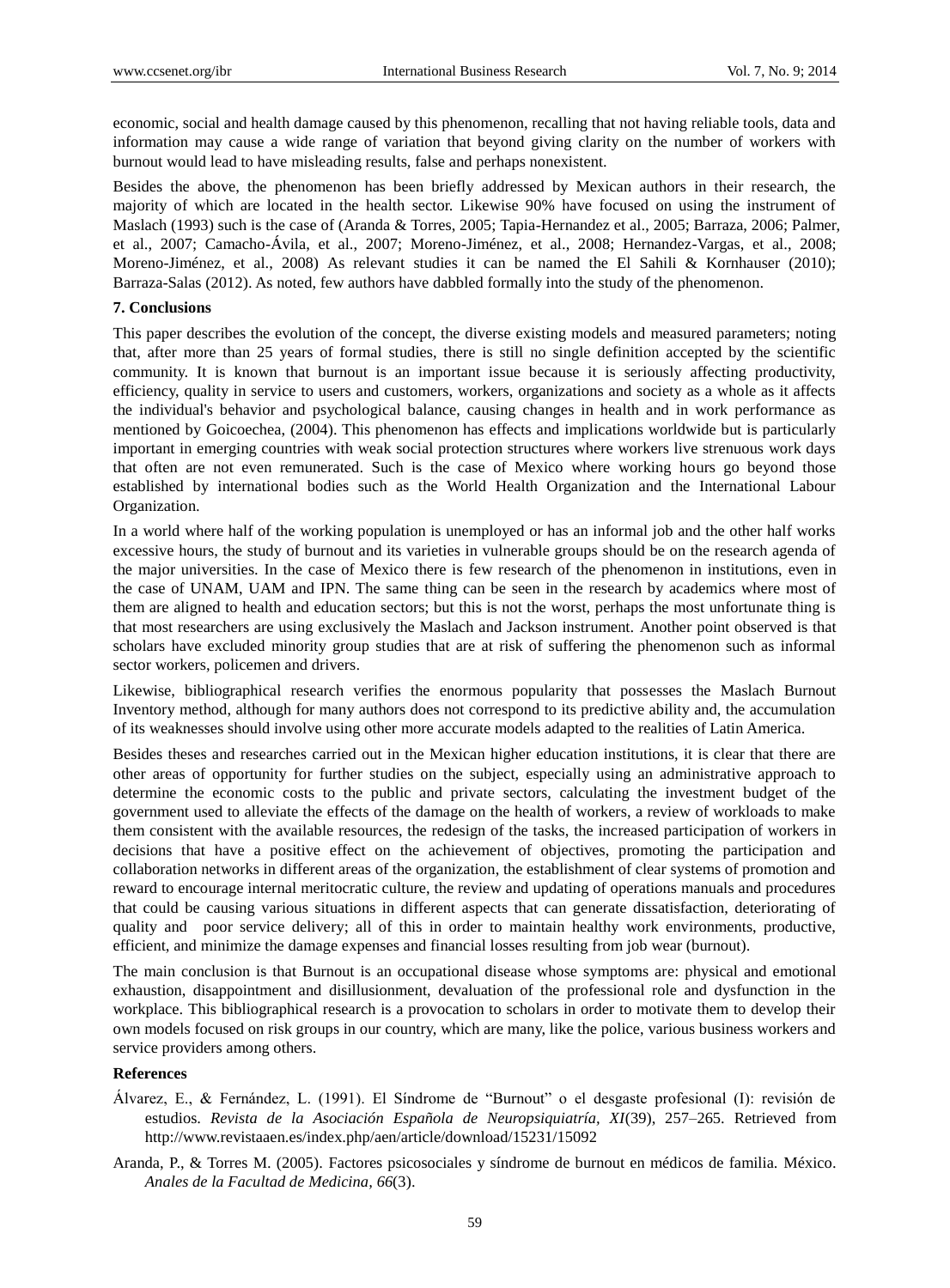economic, social and health damage caused by this phenomenon, recalling that not having reliable tools, data and information may cause a wide range of variation that beyond giving clarity on the number of workers with burnout would lead to have misleading results, false and perhaps nonexistent.

Besides the above, the phenomenon has been briefly addressed by Mexican authors in their research, the majority of which are located in the health sector. Likewise 90% have focused on using the instrument of Maslach (1993) such is the case of (Aranda & Torres, 2005; Tapia-Hernandez et al., 2005; Barraza, 2006; Palmer, et al., 2007; Camacho-Ávila, et al., 2007; Moreno-Jiménez, et al., 2008; Hernandez-Vargas, et al., 2008; Moreno-Jiménez, et al., 2008) As relevant studies it can be named the El Sahili & Kornhauser (2010); Barraza-Salas (2012). As noted, few authors have dabbled formally into the study of the phenomenon.

## 7. Conclusions

This paper describes the evolution of the concept, the diverse existing models and measured parameters; noting that, after more than 25 years of formal studies, there is still no single definition accepted by the scientific community. It is known that burnout is an important issue because it is seriously affecting productivity, efficiency, quality in service to users and customers, workers, organizations and society as a whole as it affects the individual's behavior and psychological balance, causing changes in health and in work performance as mentioned by Goicoechea, (2004). This phenomenon has effects and implications worldwide but is particularly important in emerging countries with weak social protection structures where workers live strenuous work days that often are not even remunerated. Such is the case of Mexico where working hours go beyond those established by international bodies such as the World Health Organization and the International Labour Organization.

In a world where half of the working population is unemployed or has an informal job and the other half works excessive hours, the study of burnout and its varieties in vulnerable groups should be on the research agenda of the major universities. In the case of Mexico there is few research of the phenomenon in institutions, even in the case of UNAM, UAM and IPN. The same thing can be seen in the research by academics where most of them are aligned to health and education sectors; but this is not the worst, perhaps the most unfortunate thing is that most researchers are using exclusively the Maslach and Jackson instrument. Another point observed is that scholars have excluded minority group studies that are at risk of suffering the phenomenon such as informal sector workers, policemen and drivers.

Likewise, bibliographical research verifies the enormous popularity that possesses the Maslach Burnout Inventory method, although for many authors does not correspond to its predictive ability and, the accumulation of its weaknesses should involve using other more accurate models adapted to the realities of Latin America.

Besides theses and researches carried out in the Mexican higher education institutions, it is clear that there are other areas of opportunity for further studies on the subject, especially using an administrative approach to determine the economic costs to the public and private sectors, calculating the investment budget of the government used to alleviate the effects of the damage on the health of workers, a review of workloads to make them consistent with the available resources, the redesign of the tasks, the increased participation of workers in decisions that have a positive effect on the achievement of objectives, promoting the participation and collaboration networks in different areas of the organization, the establishment of clear systems of promotion and reward to encourage internal meritocratic culture, the review and updating of operations manuals and procedures that could be causing various situations in different aspects that can generate dissatisfaction, deteriorating of quality and poor service delivery; all of this in order to maintain healthy work environments, productive, efficient, and minimize the damage expenses and financial losses resulting from job wear (burnout).

The main conclusion is that Burnout is an occupational disease whose symptoms are: physical and emotional exhaustion, disappointment and disillusionment, devaluation of the professional role and dysfunction in the workplace. This bibliographical research is a provocation to scholars in order to motivate them to develop their own models focused on risk groups in our country, which are many, like the police, various business workers and service providers among others.

## References

Álvarez, E., & Fernández, L. (1991). El Síndrome de "Burnout" o el desgaste profesional (I): revisión de estudios. *Revista de la Asociación Española de Neuropsiquiatría, XI*(39), 257–265. Retrieved from http://www.revistaaen.es/index.php/aen/article/download/15231/15092

Aranda, P., & Torres M. (2005). Factores psicosociales y síndrome de burnout en médicos de familia. México. *Anales de la Facultad de Medicina, 66*(3).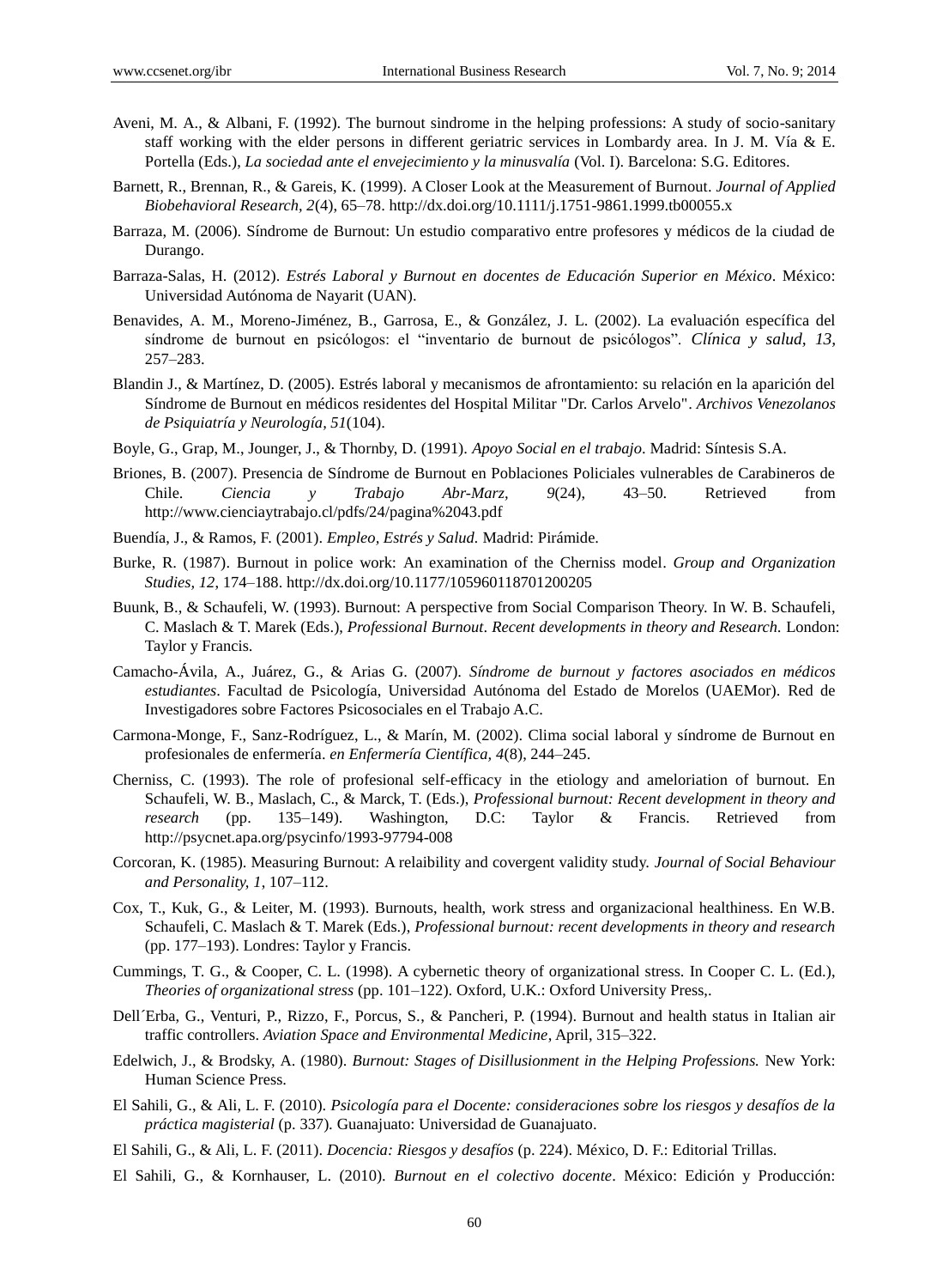Aveni, M. A., & Albani, F. (1992). The burnout sindrome in the helping professions: A study of socio-sanitary staff working with the elder persons in different geriatric services in Lombardy area. In J. M. Vía & E. Portella (Eds.), *La sociedad ante el envejecimiento y la minusvalía* (Vol. I). Barcelona: S.G. Editores.

Barnett, R., Brennan, R., & Gareis, K. (1999). A Closer Look at the Measurement of Burnout. *Journal of Applied Biobehavioral Research, 2*(4), 65–78. http://dx.doi.org/10.1111/j.1751-9861.1999.tb00055.x

Barraza, M. (2006). Síndrome de Burnout: Un estudio comparativo entre profesores y médicos de la ciudad de Durango.

Barraza-Salas, H. (2012). *Estrés Laboral y Burnout en docentes de Educación Superior en México*. México: Universidad Autónoma de Nayarit (UAN).

Benavides, A. M., Moreno-Jiménez, B., Garrosa, E., & González, J. L. (2002). La evaluación específica del síndrome de burnout en psicólogos: el "inventario de burnout de psicólogos". *Clínica y salud, 13*, 257–283.

Blandin J., & Martínez, D. (2005). Estrés laboral y mecanismos de afrontamiento: su relación en la aparición del Síndrome de Burnout en médicos residentes del Hospital Militar "Dr. Carlos Arvelo". *Archivos Venezolanos de Psiquiatría y Neurología, 51*(104).

Boyle, G., Grap, M., Jounger, J., & Thornby, D. (1991). *Apoyo Social en el trabajo*. Madrid: Síntesis S.A.

Briones, B. (2007). Presencia de Síndrome de Burnout en Poblaciones Policiales vulnerables de Carabineros de Chile. *Ciencia y Trabajo Abr-Marz, 9*(24), 43–50. Retrieved from http://www.cienciaytrabajo.cl/pdfs/24/pagina%2043.pdf

Buendía, J., & Ramos, F. (2001). *Empleo, Estrés y Salud*. Madrid: Pirámide.

Burke, R. (1987). Burnout in police work: An examination of the Cherniss model. *Group and Organization Studies, 12*, 174–188. http://dx.doi.org/10.1177/105960118701200205

Buunk, B., & Schaufeli, W. (1993). Burnout: A perspective from Social Comparison Theory. In W. B. Schaufeli, C. Maslach & T. Marek (Eds.), *Professional Burnout*. *Recent developments in theory and Research*. London: Taylor y Francis.

Camacho-Ávila, A., Juárez, G., & Arias G. (2007). *Síndrome de burnout y factores asociados en médicos estudiantes*. Facultad de Psicología, Universidad Autónoma del Estado de Morelos (UAEMor). Red de Investigadores sobre Factores Psicosociales en el Trabajo A.C.

Carmona-Monge, F., Sanz-Rodríguez, L., & Marín, M. (2002). Clima social laboral y síndrome de Burnout en profesionales de enfermería. *en Enfermería Científica, 4*(8), 244–245.

Cherniss, C. (1993). The role of profesional self-efficacy in the etiology and amelioration of burnout. En Schaufeli, W. B., Maslach, C., & Marck, T. (Eds.), *Professional burnout: Recent development in theory and research* (pp. 135–149). Washington, D.C: Taylor & Francis. Retrieved from http://psycnet.apa.org/psycinfo/1993-97794-008

Corcoran, K. (1985). Measuring Burnout: A relaibility and covergent validity study. *Journal of Social Behaviour and Personality, 1*, 107–112.

Cox, T., Kuk, G., & Leiter, M. (1993). Burnouts, health, work stress and organizacional healthiness. En W.B. Schaufeli, C. Maslach & T. Marek (Eds.), *Professional burnout: recent developments in theory and research* (pp. 177–193). Londres: Taylor y Francis.

Cummings, T. G., & Cooper, C. L. (1998). A cybernetic theory of organizational stress. In Cooper C. L. (Ed.), *Theories of organizational stress* (pp. 101–122). Oxford, U.K.: Oxford University Press,.

Dell´Erba, G., Venturi, P., Rizzo, F., Porcus, S., & Pancheri, P. (1994). Burnout and health status in Italian air traffic controllers. *Aviation Space and Environmental Medicine*, April, 315–322.

Edelwich, J., & Brodsky, A. (1980). *Burnout: Stages of Disillusionment in the Helping Professions.* New York: Human Science Press.

El Sahili, G., & Ali, L. F. (2010). *Psicología para el Docente: consideraciones sobre los riesgos y desafíos de la práctica magisterial* (p. 337). Guanajuato: Universidad de Guanajuato.

El Sahili, G., & Ali, L. F. (2011). *Docencia: Riesgos y desafíos* (p. 224). México, D. F.: Editorial Trillas.

El Sahili, G., & Kornhauser, L. (2010). *Burnout en el colectivo docente*. México: Edición y Producción: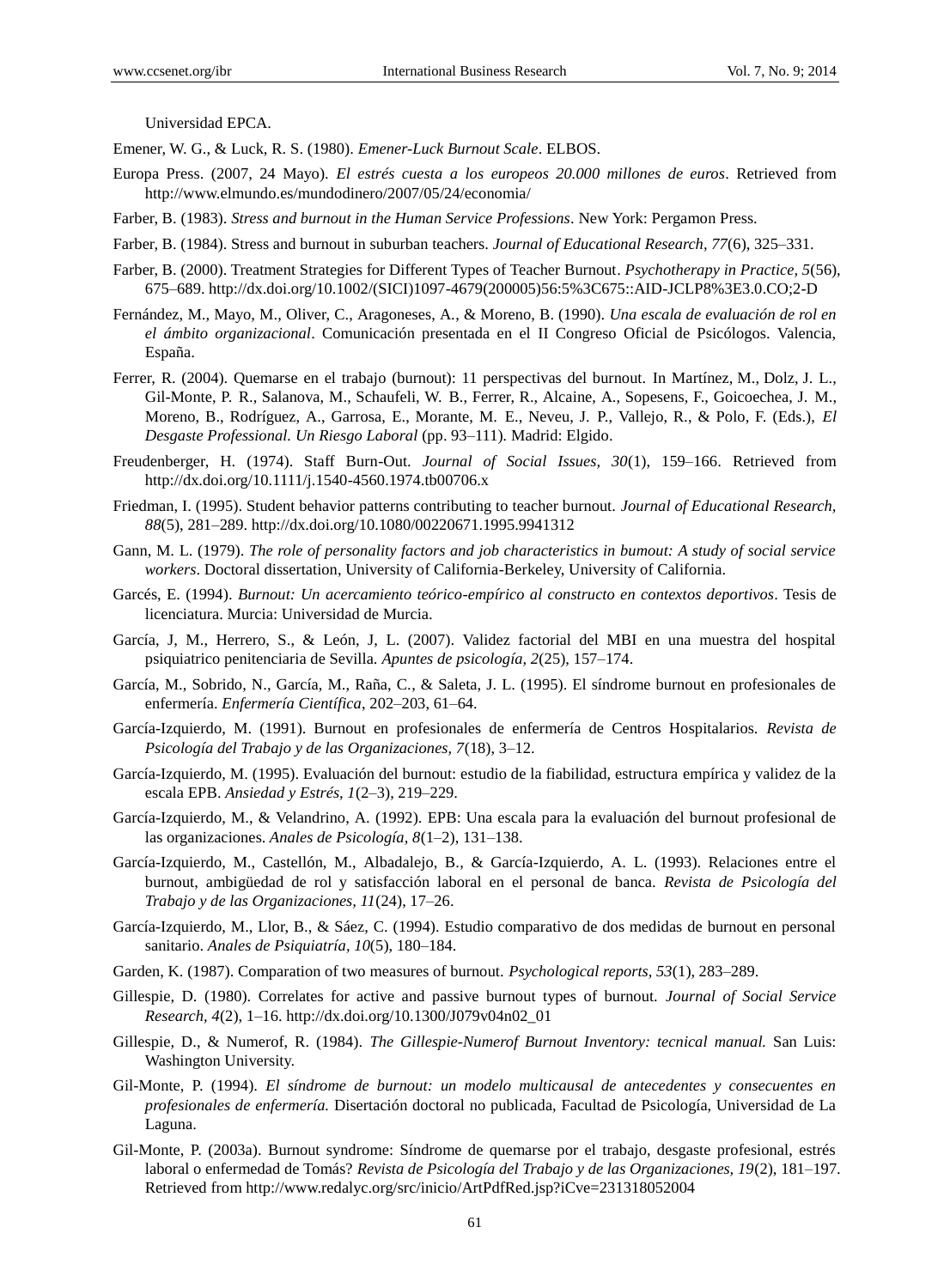Universidad EPCA.

Emener, W. G., & Luck, R. S. (1980). *Emener-Luck Burnout Scale*. ELBOS.

Europa Press. (2007, 24 Mayo). *El estrés cuesta a los europeos 20.000 millones de euros*. Retrieved from http://www.elmundo.es/mundodinero/2007/05/24/economia/

Farber, B. (1983). *Stress and burnout in the Human Service Professions*. New York: Pergamon Press.

Farber, B. (1984). Stress and burnout in suburban teachers. *Journal of Educational Research, 77*(6), 325–331.

Farber, B. (2000). Treatment Strategies for Different Types of Teacher Burnout. *Psychotherapy in Practice, 5*(56), 675–689. http://dx.doi.org/10.1002/(SICI)1097-4679(200005)56:5%3C675::AID-JCLP8%3E3.0.CO;2-D

Fernández, M., Mayo, M., Oliver, C., Aragoneses, A., & Moreno, B. (1990). *Una escala de evaluación de rol en el ámbito organizacional*. Comunicación presentada en el II Congreso Oficial de Psicólogos. Valencia, España.

Ferrer, R. (2004). Quemarse en el trabajo (burnout): 11 perspectivas del burnout. In Martínez, M., Dolz, J. L., Gil-Monte, P. R., Salanova, M., Schaufeli, W. B., Ferrer, R., Alcaine, A., Sopesens, F., Goicoechea, J. M., Moreno, B., Rodríguez, A., Garrosa, E., Morante, M. E., Neveu, J. P., Vallejo, R., & Polo, F. (Eds.), *El Desgaste Professional. Un Riesgo Laboral* (pp. 93–111). Madrid: Elgido.

Freudenberger, H. (1974). Staff Burn-Out. *Journal of Social Issues, 30*(1), 159–166. Retrieved from http://dx.doi.org/10.1111/j.1540-4560.1974.tb00706.x

Friedman, I. (1995). Student behavior patterns contributing to teacher burnout. *Journal of Educational Research, 88*(5), 281–289. http://dx.doi.org/10.1080/00220671.1995.9941312

Gann, M. L. (1979). *The role of personality factors and job characteristics in bumout: A study of social service workers*. Doctoral dissertation, University of California-Berkeley, University of California.

Garcés, E. (1994). *Burnout: Un acercamiento teórico-empírico al constructo en contextos deportivos*. Tesis de licenciatura. Murcia: Universidad de Murcia.

García, J, M., Herrero, S., & León, J, L. (2007). Validez factorial del MBI en una muestra del hospital psiquiatrico penitenciaria de Sevilla. *Apuntes de psicología, 2*(25), 157–174.

García, M., Sobrido, N., García, M., Raña, C., & Saleta, J. L. (1995). El síndrome burnout en profesionales de enfermería. *Enfermería Científica*, 202–203, 61–64.

García-Izquierdo, M. (1991). Burnout en profesionales de enfermería de Centros Hospitalarios. *Revista de Psicología del Trabajo y de las Organizaciones, 7*(18), 3–12.

García-Izquierdo, M. (1995). Evaluación del burnout: estudio de la fiabilidad, estructura empírica y validez de la escala EPB. *Ansiedad y Estrés, 1*(2–3), 219–229.

García-Izquierdo, M., & Velandrino, A. (1992). EPB: Una escala para la evaluación del burnout profesional de las organizaciones. *Anales de Psicología, 8*(1–2), 131–138.

García-Izquierdo, M., Castellón, M., Albadalejo, B., & García-Izquierdo, A. L. (1993). Relaciones entre el burnout, ambigüedad de rol y satisfacción laboral en el personal de banca. *Revista de Psicología del Trabajo y de las Organizaciones, 11*(24), 17–26.

García-Izquierdo, M., Llor, B., & Sáez, C. (1994). Estudio comparativo de dos medidas de burnout en personal sanitario. *Anales de Psiquiatría, 10*(5), 180–184.

Garden, K. (1987). Comparation of two measures of burnout. *Psychological reports, 53*(1), 283–289.

Gillespie, D. (1980). Correlates for active and passive burnout types of burnout. *Journal of Social Service Research, 4*(2), 1–16. http://dx.doi.org/10.1300/J079v04n02_01

Gillespie, D., & Numerof, R. (1984). *The Gillespie-Numerof Burnout Inventory: tecnical manual.* San Luis: Washington University.

Gil-Monte, P. (1994). *El síndrome de burnout: un modelo multicausal de antecedentes y consecuentes en profesionales de enfermería.* Disertación doctoral no publicada, Facultad de Psicología, Universidad de La Laguna.

Gil-Monte, P. (2003a). Burnout syndrome: Síndrome de quemarse por el trabajo, desgaste profesional, estrés laboral o enfermedad de Tomás? *Revista de Psicología del Trabajo y de las Organizaciones, 19*(2), 181–197. Retrieved from http://www.redalyc.org/src/inicio/ArtPdfRed.jsp?iCve=231318052004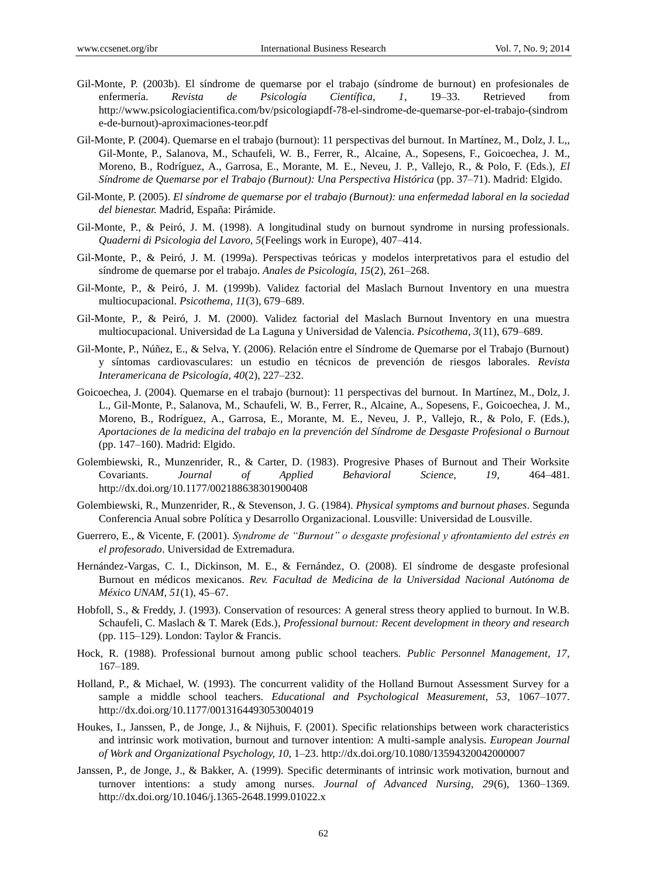Gil-Monte, P. (2003b). El síndrome de quemarse por el trabajo (síndrome de burnout) en profesionales de enfermería. *Revista de Psicología Científica, 1*, 19–33. Retrieved from http://www.psicologiacientifica.com/bv/psicologiapdf-78-el-sindrome-de-quemarse-por-el-trabajo-(sindrome-de-burnout)-aproximaciones-teor.pdf

Gil-Monte, P. (2004). Quemarse en el trabajo (burnout): 11 perspectivas del burnout. In Martínez, M., Dolz, J. L,, Gil-Monte, P., Salanova, M., Schaufeli, W. B., Ferrer, R., Alcaine, A., Sopesens, F., Goicoechea, J. M., Moreno, B., Rodríguez, A., Garrosa, E., Morante, M. E., Neveu, J. P., Vallejo, R., & Polo, F. (Eds.), *El Síndrome de Quemarse por el Trabajo (Burnout): Una Perspectiva Histórica* (pp. 37–71). Madrid: Elgido.

Gil-Monte, P. (2005). *El síndrome de quemarse por el trabajo (Burnout): una enfermedad laboral en la sociedad del bienestar.* Madrid, España: Pirámide.

Gil-Monte, P., & Peiró, J. M. (1998). A longitudinal study on burnout syndrome in nursing professionals. *Quaderni di Psicologia del Lavoro, 5*(Feelings work in Europe), 407–414.

Gil-Monte, P., & Peiró, J. M. (1999a). Perspectivas teóricas y modelos interpretativos para el estudio del síndrome de quemarse por el trabajo. *Anales de Psicología, 15*(2), 261–268.

Gil-Monte, P., & Peiró, J. M. (1999b). Validez factorial del Maslach Burnout Inventory en una muestra multiocupacional. *Psicothema, 11*(3), 679–689.

Gil-Monte, P., & Peiró, J. M. (2000). Validez factorial del Maslach Burnout Inventory en una muestra multiocupacional. Universidad de La Laguna y Universidad de Valencia. *Psicothema, 3*(11), 679–689.

Gil-Monte, P., Núñez, E., & Selva, Y. (2006). Relación entre el Síndrome de Quemarse por el Trabajo (Burnout) y síntomas cardiovasculares: un estudio en técnicos de prevención de riesgos laborales. *Revista Interamericana de Psicología, 40*(2), 227–232.

Goicoechea, J. (2004). Quemarse en el trabajo (burnout): 11 perspectivas del burnout. In Martínez, M., Dolz, J. L., Gil-Monte, P., Salanova, M., Schaufeli, W. B., Ferrer, R., Alcaine, A., Sopesens, F., Goicoechea, J. M., Moreno, B., Rodríguez, A., Garrosa, E., Morante, M. E., Neveu, J. P., Vallejo, R., & Polo, F. (Eds.), *Aportaciones de la medicina del trabajo en la prevención del Síndrome de Desgaste Profesional o Burnout* (pp. 147–160). Madrid: Elgido.

Golembiewski, R., Munzenrider, R., & Carter, D. (1983). Progresive Phases of Burnout and Their Worksite Covariants. *Journal of Applied Behavioral Science, 19*, 464–481. http://dx.doi.org/10.1177/002188638301900408

Golembiewski, R., Munzenrider, R., & Stevenson, J. G. (1984). *Physical symptoms and burnout phases*. Segunda Conferencia Anual sobre Política y Desarrollo Organizacional. Lousville: Universidad de Lousville.

Guerrero, E., & Vicente, F. (2001). *Syndrome de "Burnout" o desgaste profesional y afrontamiento del estrés en el profesorado*. Universidad de Extremadura.

Hernández-Vargas, C. I., Dickinson, M. E., & Fernández, O. (2008). El síndrome de desgaste profesional Burnout en médicos mexicanos. *Rev. Facultad de Medicina de la Universidad Nacional Autónoma de México UNAM, 51*(1), 45–67.

Hobfoll, S., & Freddy, J. (1993). Conservation of resources: A general stress theory applied to burnout. In W.B. Schaufeli, C. Maslach & T. Marek (Eds.), *Professional burnout: Recent development in theory and research* (pp. 115–129). London: Taylor & Francis.

Hock, R. (1988). Professional burnout among public school teachers. *Public Personnel Management, 17,* 167–189.

Holland, P., & Michael, W. (1993). The concurrent validity of the Holland Burnout Assessment Survey for a sample a middle school teachers. *Educational and Psychological Measurement, 53*, 1067–1077. http://dx.doi.org/10.1177/0013164493053004019

Houkes, I., Janssen, P., de Jonge, J., & Nijhuis, F. (2001). Specific relationships between work characteristics and intrinsic work motivation, burnout and turnover intention: A multi-sample analysis. *European Journal of Work and Organizational Psychology, 10*, 1–23. http://dx.doi.org/10.1080/13594320042000007

Janssen, P., de Jonge, J., & Bakker, A. (1999). Specific determinants of intrinsic work motivation, burnout and turnover intentions: a study among nurses. *Journal of Advanced Nursing, 29*(6), 1360–1369. http://dx.doi.org/10.1046/j.1365-2648.1999.01022.x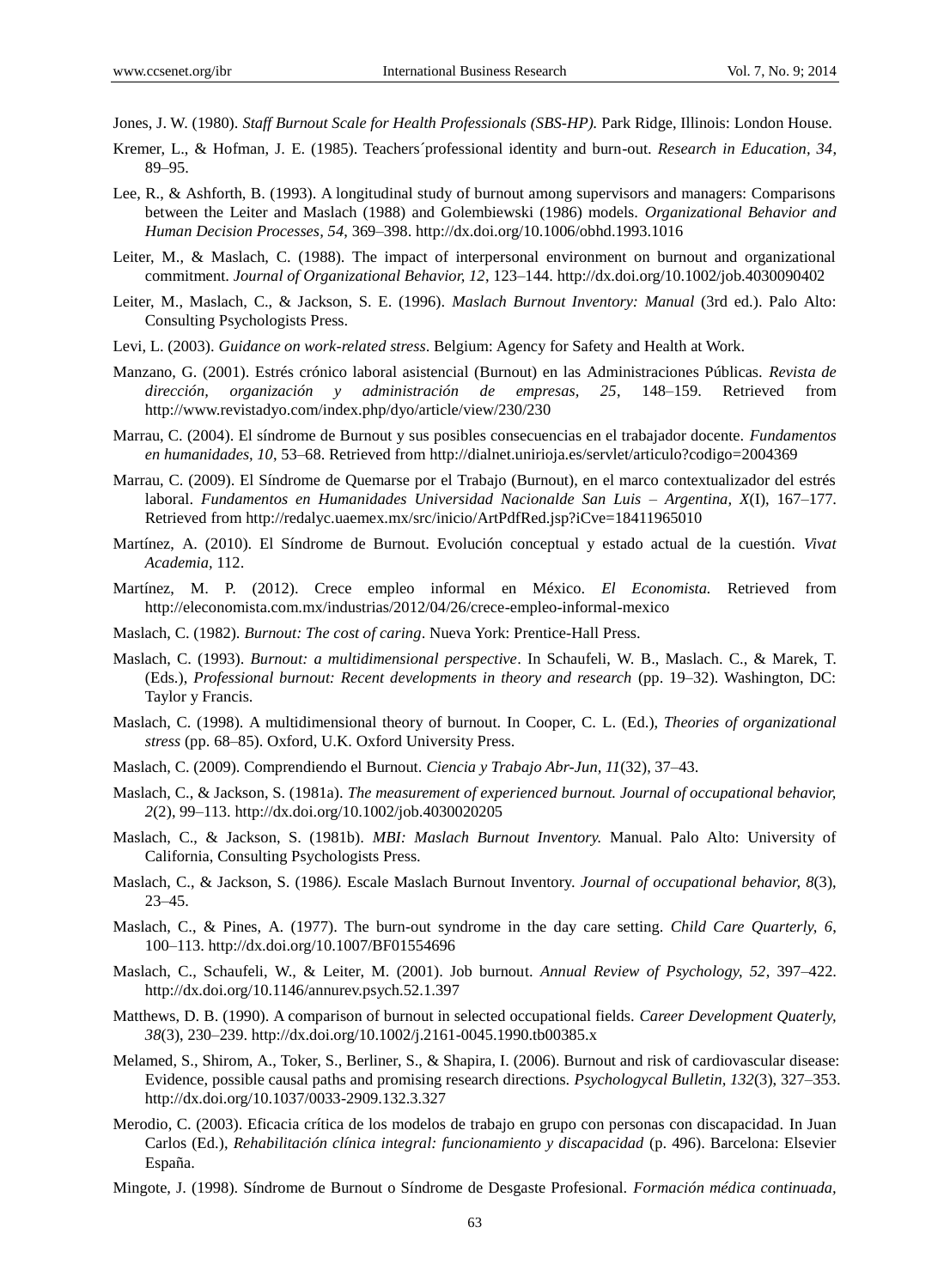Jones, J. W. (1980). *Staff Burnout Scale for Health Professionals (SBS-HP).* Park Ridge, Illinois: London House.

Kremer, L., & Hofman, J. E. (1985). Teachers´professional identity and burn-out. *Research in Education, 34*, 89–95.

Lee, R., & Ashforth, B. (1993). A longitudinal study of burnout among supervisors and managers: Comparisons between the Leiter and Maslach (1988) and Golembiewski (1986) models. *Organizational Behavior and Human Decision Processes, 54*, 369–398. http://dx.doi.org/10.1006/obhd.1993.1016

Leiter, M., & Maslach, C. (1988). The impact of interpersonal environment on burnout and organizational commitment. *Journal of Organizational Behavior, 12*, 123–144. http://dx.doi.org/10.1002/job.4030090402

Leiter, M., Maslach, C., & Jackson, S. E. (1996). *Maslach Burnout Inventory: Manual* (3rd ed.). Palo Alto: Consulting Psychologists Press.

Levi, L. (2003). *Guidance on work-related stress*. Belgium: Agency for Safety and Health at Work.

Manzano, G. (2001). Estrés crónico laboral asistencial (Burnout) en las Administraciones Públicas. *Revista de dirección, organización y administración de empresas, 25*, 148–159. Retrieved from http://www.revistadyo.com/index.php/dyo/article/view/230/230

Marrau, C. (2004). El síndrome de Burnout y sus posibles consecuencias en el trabajador docente. *Fundamentos en humanidades, 10*, 53–68. Retrieved from http://dialnet.unirioja.es/servlet/articulo?codigo=2004369

Marrau, C. (2009). El Síndrome de Quemarse por el Trabajo (Burnout), en el marco contextualizador del estrés laboral. *Fundamentos en Humanidades Universidad Nacionalde San Luis – Argentina, X*(I), 167–177. Retrieved from http://redalyc.uaemex.mx/src/inicio/ArtPdfRed.jsp?iCve=18411965010

Martínez, A. (2010). El Síndrome de Burnout. Evolución conceptual y estado actual de la cuestión. *Vivat Academia,* 112.

Martínez, M. P. (2012). Crece empleo informal en México. *El Economista.* Retrieved from http://eleconomista.com.mx/industrias/2012/04/26/crece-empleo-informal-mexico

Maslach, C. (1982). *Burnout: The cost of caring*. Nueva York: Prentice-Hall Press.

Maslach, C. (1993). *Burnout: a multidimensional perspective*. In Schaufeli, W. B., Maslach. C., & Marek, T. (Eds.), *Professional burnout: Recent developments in theory and research* (pp. 19–32). Washington, DC: Taylor y Francis.

Maslach, C. (1998). A multidimensional theory of burnout. In Cooper, C. L. (Ed.), *Theories of organizational stress* (pp. 68–85). Oxford, U.K. Oxford University Press.

Maslach, C. (2009). Comprendiendo el Burnout. *Ciencia y Trabajo Abr-Jun, 11*(32), 37–43.

Maslach, C., & Jackson, S. (1981a). *The measurement of experienced burnout. Journal of occupational behavior, 2*(2), 99–113. http://dx.doi.org/10.1002/job.4030020205

Maslach, C., & Jackson, S. (1981b). *MBI: Maslach Burnout Inventory.* Manual. Palo Alto: University of California, Consulting Psychologists Press.

Maslach, C., & Jackson, S. (1986*).* Escale Maslach Burnout Inventory. *Journal of occupational behavior, 8*(3), 23–45.

Maslach, C., & Pines, A. (1977). The burn-out syndrome in the day care setting. *Child Care Quarterly, 6*, 100–113. http://dx.doi.org/10.1007/BF01554696

Maslach, C., Schaufeli, W., & Leiter, M. (2001). Job burnout. *Annual Review of Psychology, 52*, 397–422. http://dx.doi.org/10.1146/annurev.psych.52.1.397

Matthews, D. B. (1990). A comparison of burnout in selected occupational fields. *Career Development Quaterly, 38*(3), 230–239. http://dx.doi.org/10.1002/j.2161-0045.1990.tb00385.x

Melamed, S., Shirom, A., Toker, S., Berliner, S., & Shapira, I. (2006). Burnout and risk of cardiovascular disease: Evidence, possible causal paths and promising research directions. *Psychologycal Bulletin, 132*(3), 327–353. http://dx.doi.org/10.1037/0033-2909.132.3.327

Merodio, C. (2003). Eficacia crítica de los modelos de trabajo en grupo con personas con discapacidad. In Juan Carlos (Ed.), *Rehabilitación clínica integral: funcionamiento y discapacidad* (p. 496). Barcelona: Elsevier España.

Mingote, J. (1998). Síndrome de Burnout o Síndrome de Desgaste Profesional. *Formación médica continuada,*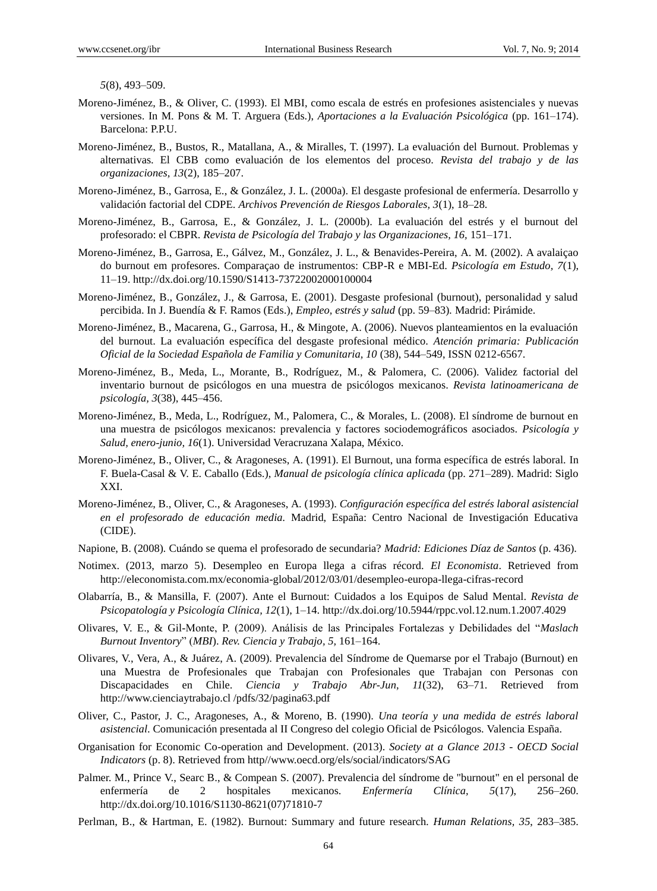*5*(8), 493–509.

Moreno-Jiménez, B., & Oliver, C. (1993). El MBI, como escala de estrés en profesiones asistenciales y nuevas versiones. In M. Pons & M. T. Arguera (Eds.), *Aportaciones a la Evaluación Psicológica* (pp. 161–174). Barcelona: P.P.U.

Moreno-Jiménez, B., Bustos, R., Matallana, A., & Miralles, T. (1997). La evaluación del Burnout. Problemas y alternativas. El CBB como evaluación de los elementos del proceso. *Revista del trabajo y de las organizaciones, 13*(2), 185–207.

Moreno-Jiménez, B., Garrosa, E., & González, J. L. (2000a). El desgaste profesional de enfermería. Desarrollo y validación factorial del CDPE. *Archivos Prevención de Riesgos Laborales, 3*(1), 18–28.

Moreno-Jiménez, B., Garrosa, E., & González, J. L. (2000b). La evaluación del estrés y el burnout del profesorado: el CBPR. *Revista de Psicología del Trabajo y las Organizaciones, 16,* 151–171.

Moreno-Jiménez, B., Garrosa, E., Gálvez, M., González, J. L., & Benavides-Pereira, A. M. (2002). A avalaiçao do burnout em profesores. Comparaçao de instrumentos: CBP-R e MBI-Ed. *Psicología em Estudo, 7*(1), 11–19. http://dx.doi.org/10.1590/S1413-73722002000100004

Moreno-Jiménez, B., González, J., & Garrosa, E. (2001). Desgaste profesional (burnout), personalidad y salud percibida. In J. Buendía & F. Ramos (Eds.), *Empleo, estrés y salud* (pp. 59–83). Madrid: Pirámide.

Moreno-Jiménez, B., Macarena, G., Garrosa, H., & Mingote, A. (2006). Nuevos planteamientos en la evaluación del burnout. La evaluación específica del desgaste profesional médico. *Atención primaria: Publicación Oficial de la Sociedad Española de Familia y Comunitaria, 10* (38), 544–549, ISSN 0212-6567.

Moreno-Jiménez, B., Meda, L., Morante, B., Rodríguez, M., & Palomera, C. (2006). Validez factorial del inventario burnout de psicólogos en una muestra de psicólogos mexicanos. *Revista latinoamericana de psicología, 3*(38), 445–456.

Moreno-Jiménez, B., Meda, L., Rodríguez, M., Palomera, C., & Morales, L. (2008). El síndrome de burnout en una muestra de psicólogos mexicanos: prevalencia y factores sociodemográficos asociados. *Psicología y Salud, enero-junio, 16*(1). Universidad Veracruzana Xalapa, México.

Moreno-Jiménez, B., Oliver, C., & Aragoneses, A. (1991). El Burnout, una forma específica de estrés laboral. In F. Buela-Casal & V. E. Caballo (Eds.), *Manual de psicología clínica aplicada* (pp. 271–289). Madrid: Siglo XXI.

Moreno-Jiménez, B., Oliver, C., & Aragoneses, A. (1993). *Configuración específica del estrés laboral asistencial en el profesorado de educación media.* Madrid, España: Centro Nacional de Investigación Educativa (CIDE).

Napione, B. (2008). Cuándo se quema el profesorado de secundaria? *Madrid: Ediciones Díaz de Santos* (p. 436).

Notimex. (2013, marzo 5). Desempleo en Europa llega a cifras récord. *El Economista*. Retrieved from http://eleconomista.com.mx/economia-global/2012/03/01/desempleo-europa-llega-cifras-record

Olabarría, B., & Mansilla, F. (2007). Ante el Burnout: Cuidados a los Equipos de Salud Mental. *Revista de Psicopatología y Psicología Clínica, 12*(1), 1–14. http://dx.doi.org/10.5944/rppc.vol.12.num.1.2007.4029

Olivares, V. E., & Gil-Monte, P. (2009). Análisis de las Principales Fortalezas y Debilidades del "*Maslach Burnout Inventory*" (*MBI*). *Rev. Ciencia y Trabajo, 5,* 161–164.

Olivares, V., Vera, A., & Juárez, A. (2009). Prevalencia del Síndrome de Quemarse por el Trabajo (Burnout) en una Muestra de Profesionales que Trabajan con Profesionales que Trabajan con Personas con Discapacidades en Chile. *Ciencia y Trabajo Abr-Jun, 11*(32), 63–71. Retrieved from http://www.cienciaytrabajo.cl /pdfs/32/pagina63.pdf

Oliver, C., Pastor, J. C., Aragoneses, A., & Moreno, B. (1990). *Una teoría y una medida de estrés laboral asistencial*. Comunicación presentada al II Congreso del colegio Oficial de Psicólogos. Valencia España.

Organisation for Economic Co-operation and Development. (2013). *Society at a Glance 2013 - OECD Social Indicators* (p. 8). Retrieved from http//www.oecd.org/els/social/indicators/SAG

Palmer. M., Prince V., Searc B., & Compean S. (2007). Prevalencia del síndrome de "burnout" en el personal de enfermería de 2 hospitales mexicanos. *Enfermería Clínica, 5*(17), 256–260. http://dx.doi.org/10.1016/S1130-8621(07)71810-7

Perlman, B., & Hartman, E. (1982). Burnout: Summary and future research. *Human Relations, 35*, 283–385.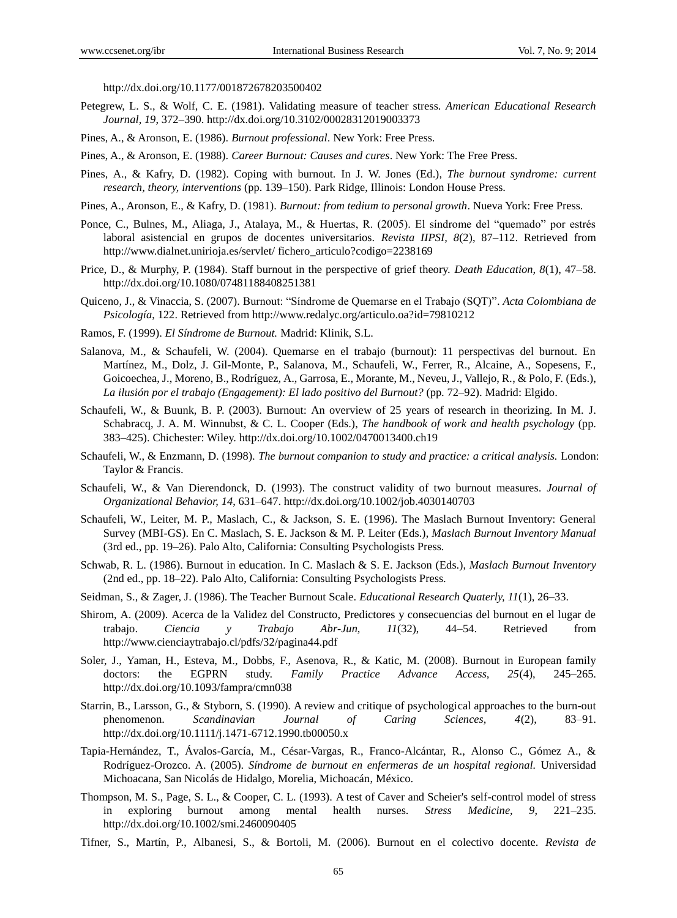http://dx.doi.org/10.1177/001872678203500402

Petegrew, L. S., & Wolf, C. E. (1981). Validating measure of teacher stress. *American Educational Research Journal, 19*, 372–390. http://dx.doi.org/10.3102/00028312019003373

Pines, A., & Aronson, E. (1986). *Burnout professional*. New York: Free Press.

Pines, A., & Aronson, E. (1988). *Career Burnout: Causes and cures*. New York: The Free Press.

Pines, A., & Kafry, D. (1982). Coping with burnout. In J. W. Jones (Ed.), *The burnout syndrome: current research, theory, interventions* (pp. 139–150). Park Ridge, Illinois: London House Press.

Pines, A., Aronson, E., & Kafry, D. (1981). *Burnout: from tedium to personal growth*. Nueva York: Free Press.

Ponce, C., Bulnes, M., Aliaga, J., Atalaya, M., & Huertas, R. (2005). El síndrome del "quemado" por estrés laboral asistencial en grupos de docentes universitarios. *Revista IIPSI, 8*(2), 87–112. Retrieved from http://www.dialnet.unirioja.es/servlet/ fichero_articulo?codigo=2238169

Price, D., & Murphy, P. (1984). Staff burnout in the perspective of grief theory. *Death Education, 8*(1), 47–58. http://dx.doi.org/10.1080/07481188408251381

Quiceno, J., & Vinaccia, S. (2007). Burnout: "Síndrome de Quemarse en el Trabajo (SQT)". *Acta Colombiana de Psicología*, 122. Retrieved from http://www.redalyc.org/articulo.oa?id=79810212

Ramos, F. (1999). *El Síndrome de Burnout.* Madrid: Klinik, S.L.

Salanova, M., & Schaufeli, W. (2004). Quemarse en el trabajo (burnout): 11 perspectivas del burnout. En Martínez, M., Dolz, J. Gil-Monte, P., Salanova, M., Schaufeli, W., Ferrer, R., Alcaine, A., Sopesens, F., Goicoechea, J., Moreno, B., Rodríguez, A., Garrosa, E., Morante, M., Neveu, J., Vallejo, R., & Polo, F. (Eds.), *La ilusión por el trabajo (Engagement): El lado positivo del Burnout?* (pp. 72–92). Madrid: Elgido.

Schaufeli, W., & Buunk, B. P. (2003). Burnout: An overview of 25 years of research in theorizing. In M. J. Schabracq, J. A. M. Winnubst, & C. L. Cooper (Eds.), *The handbook of work and health psychology* (pp. 383–425). Chichester: Wiley. http://dx.doi.org/10.1002/0470013400.ch19

Schaufeli, W., & Enzmann, D. (1998). *The burnout companion to study and practice: a critical analysis.* London: Taylor & Francis.

Schaufeli, W., & Van Dierendonck, D. (1993). The construct validity of two burnout measures. *Journal of Organizational Behavior, 14*, 631–647. http://dx.doi.org/10.1002/job.4030140703

Schaufeli, W., Leiter, M. P., Maslach, C., & Jackson, S. E. (1996). The Maslach Burnout Inventory: General Survey (MBI-GS). En C. Maslach, S. E. Jackson & M. P. Leiter (Eds.), *Maslach Burnout Inventory Manual* (3rd ed., pp. 19–26). Palo Alto, California: Consulting Psychologists Press.

Schwab, R. L. (1986). Burnout in education. In C. Maslach & S. E. Jackson (Eds.), *Maslach Burnout Inventory* (2nd ed., pp. 18–22). Palo Alto, California: Consulting Psychologists Press.

Seidman, S., & Zager, J. (1986). The Teacher Burnout Scale. *Educational Research Quaterly, 11*(1), 26–33.

Shirom, A. (2009). Acerca de la Validez del Constructo, Predictores y consecuencias del burnout en el lugar de trabajo. *Ciencia y Trabajo Abr-Jun, 11*(32), 44–54. Retrieved from http://www.cienciaytrabajo.cl/pdfs/32/pagina44.pdf

Soler, J., Yaman, H., Esteva, M., Dobbs, F., Asenova, R., & Katic, M. (2008). Burnout in European family doctors: the EGPRN study. *Family Practice Advance Access, 25*(4), 245–265. http://dx.doi.org/10.1093/fampra/cmn038

Starrin, B., Larsson, G., & Styborn, S. (1990). A review and critique of psychological approaches to the burn-out phenomenon. *Scandinavian Journal of Caring Sciences, 4*(2), 83–91. http://dx.doi.org/10.1111/j.1471-6712.1990.tb00050.x

Tapia-Hernández, T., Ávalos-García, M., César-Vargas, R., Franco-Alcántar, R., Alonso C., Gómez A., & Rodríguez-Orozco. A. (2005). *Síndrome de burnout en enfermeras de un hospital regional.* Universidad Michoacana, San Nicolás de Hidalgo, Morelia, Michoacán, México.

Thompson, M. S., Page, S. L., & Cooper, C. L. (1993). A test of Caver and Scheier's self-control model of stress in exploring burnout among mental health nurses. *Stress Medicine, 9*, 221–235. http://dx.doi.org/10.1002/smi.2460090405

Tifner, S., Martín, P., Albanesi, S., & Bortoli, M. (2006). Burnout en el colectivo docente. *Revista de*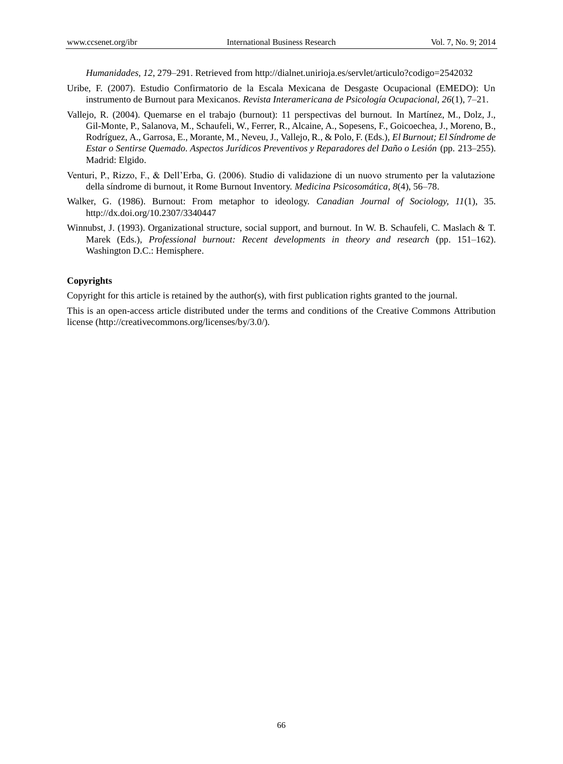*Humanidades*, *12*, 279–291. Retrieved from http://dialnet.unirioja.es/servlet/articulo?codigo=2542032

Uribe, F. (2007). Estudio Confirmatorio de la Escala Mexicana de Desgaste Ocupacional (EMEDO): Un instrumento de Burnout para Mexicanos. *Revista Interamericana de Psicología Ocupacional, 26*(1), 7–21.

Vallejo, R. (2004). Quemarse en el trabajo (burnout): 11 perspectivas del burnout. In Martínez, M., Dolz, J., Gil-Monte, P., Salanova, M., Schaufeli, W., Ferrer, R., Alcaine, A., Sopesens, F., Goicoechea, J., Moreno, B., Rodríguez, A., Garrosa, E., Morante, M., Neveu, J., Vallejo, R., & Polo, F. (Eds.), *El Burnout; El Síndrome de Estar o Sentirse Quemado. Aspectos Jurídicos Preventivos y Reparadores del Daño o Lesión* (pp. 213–255). Madrid: Elgido.

Venturi, P., Rizzo, F., & Dell'Erba, G. (2006). Studio di validazione di un nuovo strumento per la valutazione della síndrome di burnout, it Rome Burnout Inventory. *Medicina Psicosomática, 8*(4), 56–78.

Walker, G. (1986). Burnout: From metaphor to ideology. *Canadian Journal of Sociology, 11*(1), 35. http://dx.doi.org/10.2307/3340447

Winnubst, J. (1993). Organizational structure, social support, and burnout. In W. B. Schaufeli, C. Maslach & T. Marek (Eds.), *Professional burnout: Recent developments in theory and research* (pp. 151–162). Washington D.C.: Hemisphere.

## Copyrights

Copyright for this article is retained by the author(s), with first publication rights granted to the journal.

This is an open-access article distributed under the terms and conditions of the Creative Commons Attribution license (http://creativecommons.org/licenses/by/3.0/).